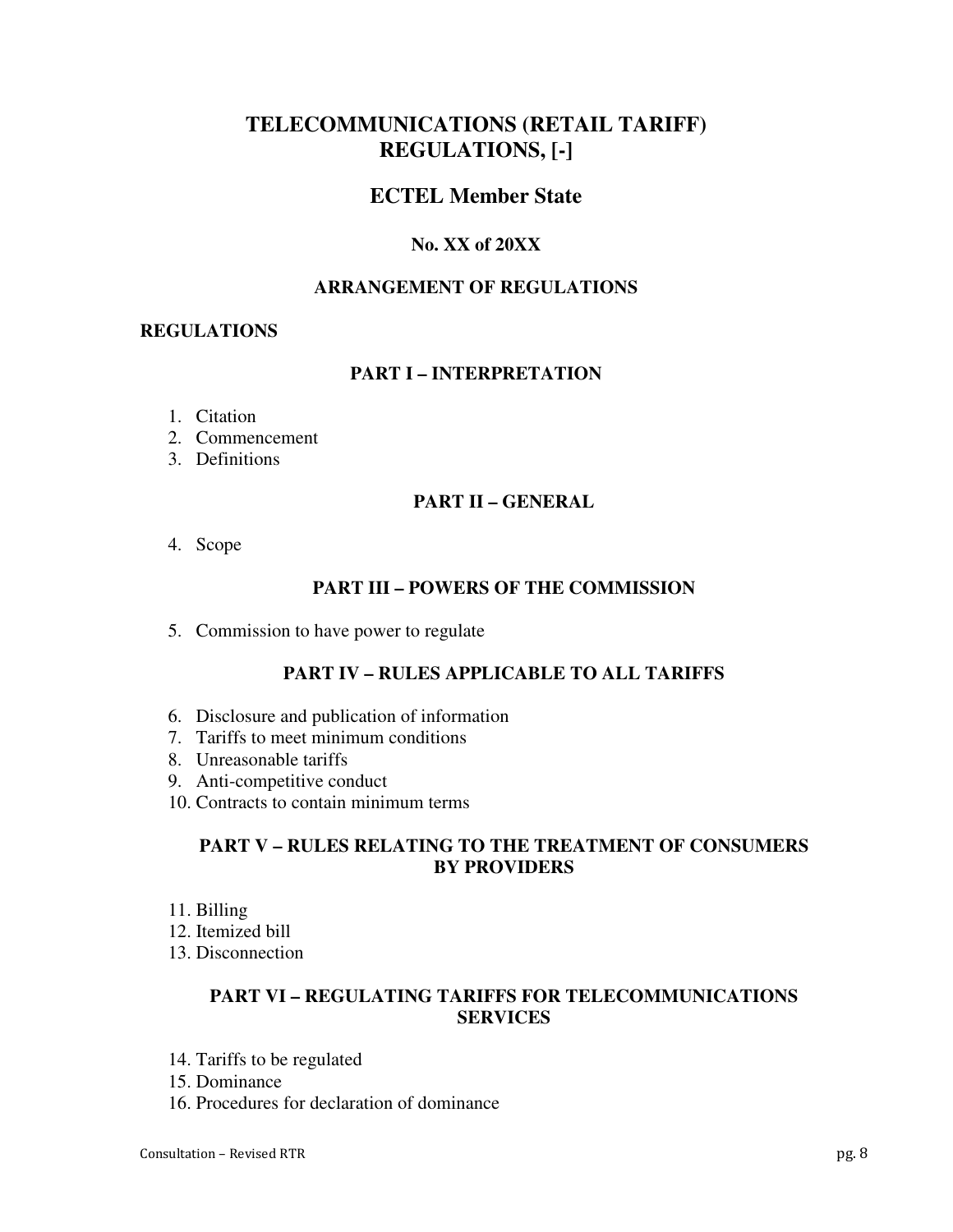# TELECOMMUNICATIONS (RETAIL TARIFF) REGULATIONS, [-]

## ECTEL Member State

### No. XX of 20XX

### ARRANGEMENT OF REGULATIONS

**REGULATIONS**

### PART I – INTERPRETATION

1. Citation
2. Commencement
3. Definitions

### PART II – GENERAL

4. Scope

### PART III – POWERS OF THE COMMISSION

5. Commission to have power to regulate

### PART IV – RULES APPLICABLE TO ALL TARIFFS

6. Disclosure and publication of information
7. Tariffs to meet minimum conditions
8. Unreasonable tariffs
9. Anti-competitive conduct
10. Contracts to contain minimum terms

### PART V – RULES RELATING TO THE TREATMENT OF CONSUMERS BY PROVIDERS

11. Billing
12. Itemized bill
13. Disconnection

### PART VI – REGULATING TARIFFS FOR TELECOMMUNICATIONS SERVICES

14. Tariffs to be regulated
15. Dominance
16. Procedures for declaration of dominance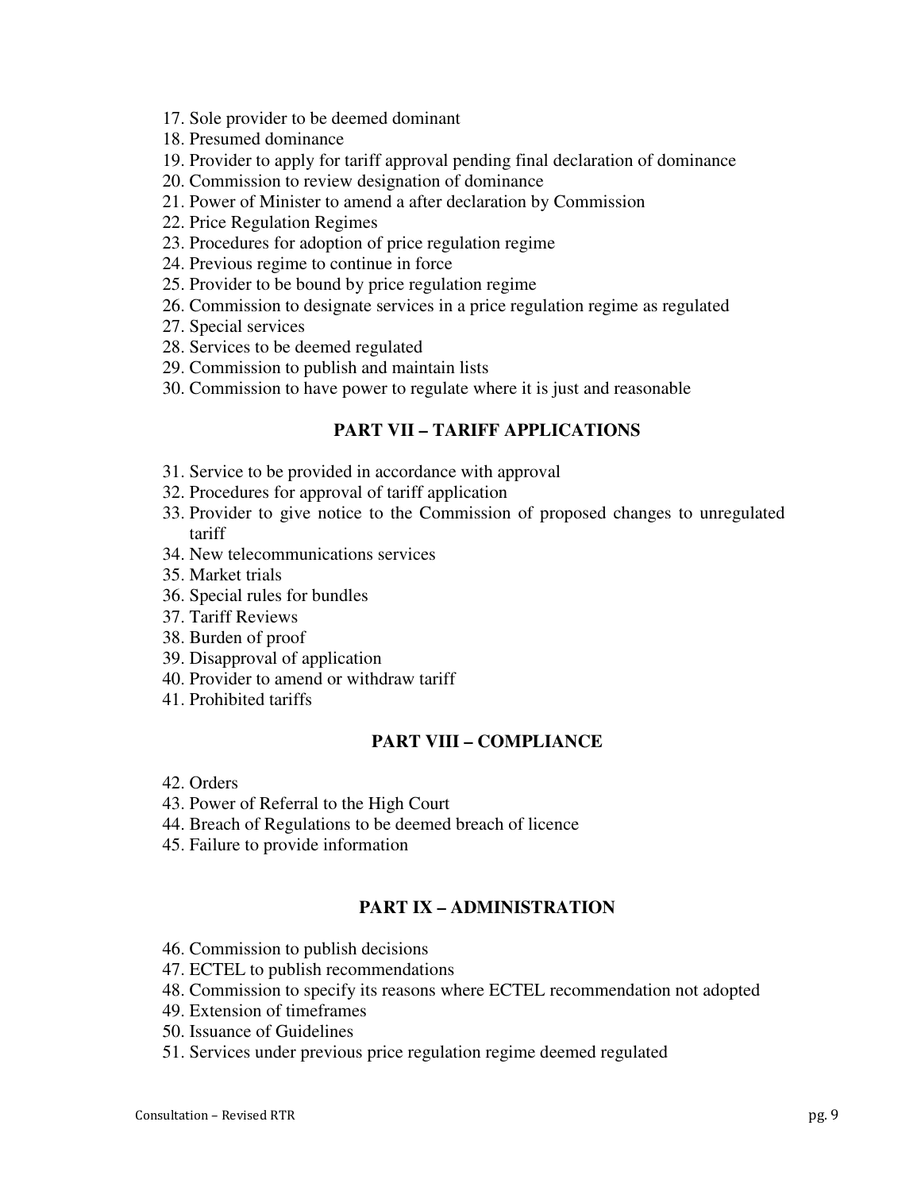17. Sole provider to be deemed dominant
18. Presumed dominance
19. Provider to apply for tariff approval pending final declaration of dominance
20. Commission to review designation of dominance
21. Power of Minister to amend a after declaration by Commission
22. Price Regulation Regimes
23. Procedures for adoption of price regulation regime
24. Previous regime to continue in force
25. Provider to be bound by price regulation regime
26. Commission to designate services in a price regulation regime as regulated
27. Special services
28. Services to be deemed regulated
29. Commission to publish and maintain lists
30. Commission to have power to regulate where it is just and reasonable

## PART VII – TARIFF APPLICATIONS

31. Service to be provided in accordance with approval
32. Procedures for approval of tariff application
33. Provider to give notice to the Commission of proposed changes to unregulated tariff
34. New telecommunications services
35. Market trials
36. Special rules for bundles
37. Tariff Reviews
38. Burden of proof
39. Disapproval of application
40. Provider to amend or withdraw tariff
41. Prohibited tariffs

## PART VIII – COMPLIANCE

42. Orders
43. Power of Referral to the High Court
44. Breach of Regulations to be deemed breach of licence
45. Failure to provide information

## PART IX – ADMINISTRATION

46. Commission to publish decisions
47. ECTEL to publish recommendations
48. Commission to specify its reasons where ECTEL recommendation not adopted
49. Extension of timeframes
50. Issuance of Guidelines
51. Services under previous price regulation regime deemed regulated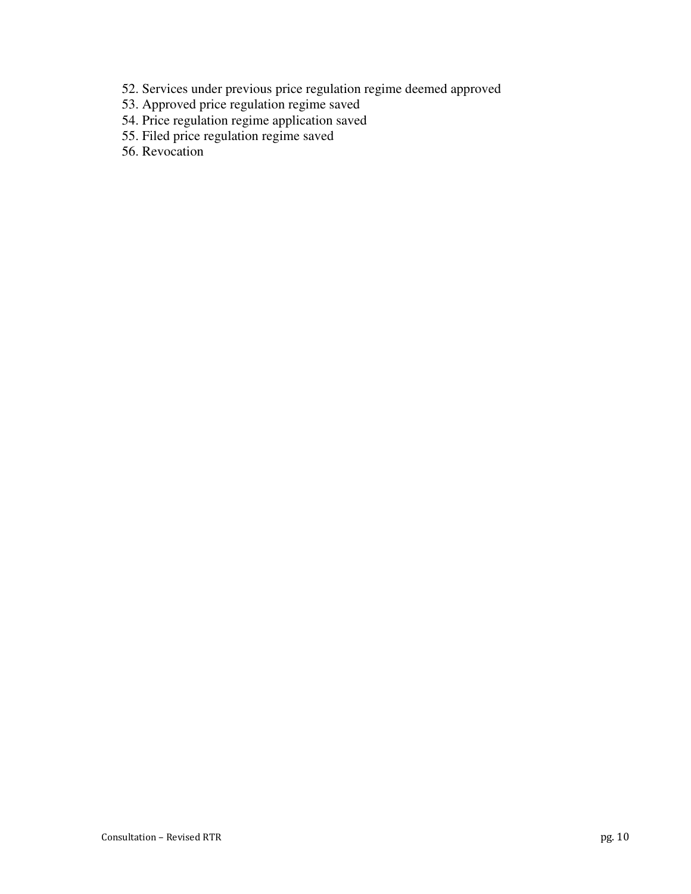52. Services under previous price regulation regime deemed approved
53. Approved price regulation regime saved
54. Price regulation regime application saved
55. Filed price regulation regime saved
56. Revocation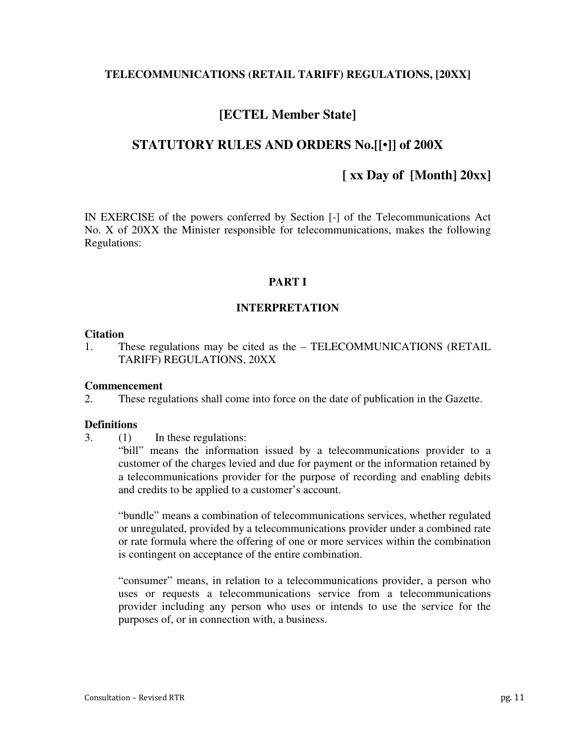**TELECOMMUNICATIONS (RETAIL TARIFF) REGULATIONS, [20XX]**

## [ECTEL Member State]

## STATUTORY RULES AND ORDERS No.[[•]] of 200X

**[ xx Day of [Month] 20xx]**

IN EXERCISE of the powers conferred by Section [-] of the Telecommunications Act No. X of 20XX the Minister responsible for telecommunications, makes the following Regulations:

### PART I

### INTERPRETATION

**Citation**

1. These regulations may be cited as the – TELECOMMUNICATIONS (RETAIL TARIFF) REGULATIONS, 20XX

**Commencement**

2. These regulations shall come into force on the date of publication in the Gazette.

**Definitions**

3. (1) In these regulations:

"bill" means the information issued by a telecommunications provider to a customer of the charges levied and due for payment or the information retained by a telecommunications provider for the purpose of recording and enabling debits and credits to be applied to a customer's account.

"bundle" means a combination of telecommunications services, whether regulated or unregulated, provided by a telecommunications provider under a combined rate or rate formula where the offering of one or more services within the combination is contingent on acceptance of the entire combination.

"consumer" means, in relation to a telecommunications provider, a person who uses or requests a telecommunications service from a telecommunications provider including any person who uses or intends to use the service for the purposes of, or in connection with, a business.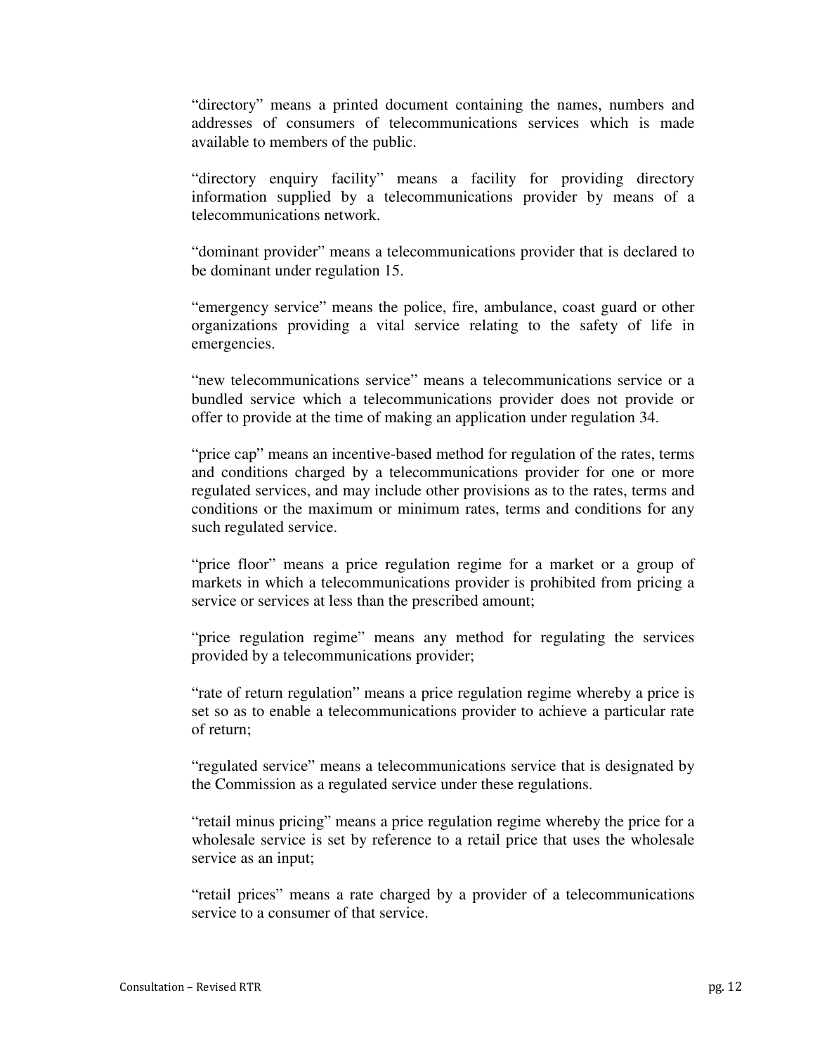"directory" means a printed document containing the names, numbers and addresses of consumers of telecommunications services which is made available to members of the public.

"directory enquiry facility" means a facility for providing directory information supplied by a telecommunications provider by means of a telecommunications network.

"dominant provider" means a telecommunications provider that is declared to be dominant under regulation 15.

"emergency service" means the police, fire, ambulance, coast guard or other organizations providing a vital service relating to the safety of life in emergencies.

"new telecommunications service" means a telecommunications service or a bundled service which a telecommunications provider does not provide or offer to provide at the time of making an application under regulation 34.

"price cap" means an incentive-based method for regulation of the rates, terms and conditions charged by a telecommunications provider for one or more regulated services, and may include other provisions as to the rates, terms and conditions or the maximum or minimum rates, terms and conditions for any such regulated service.

"price floor" means a price regulation regime for a market or a group of markets in which a telecommunications provider is prohibited from pricing a service or services at less than the prescribed amount;

"price regulation regime" means any method for regulating the services provided by a telecommunications provider;

"rate of return regulation" means a price regulation regime whereby a price is set so as to enable a telecommunications provider to achieve a particular rate of return;

"regulated service" means a telecommunications service that is designated by the Commission as a regulated service under these regulations.

"retail minus pricing" means a price regulation regime whereby the price for a wholesale service is set by reference to a retail price that uses the wholesale service as an input;

"retail prices" means a rate charged by a provider of a telecommunications service to a consumer of that service.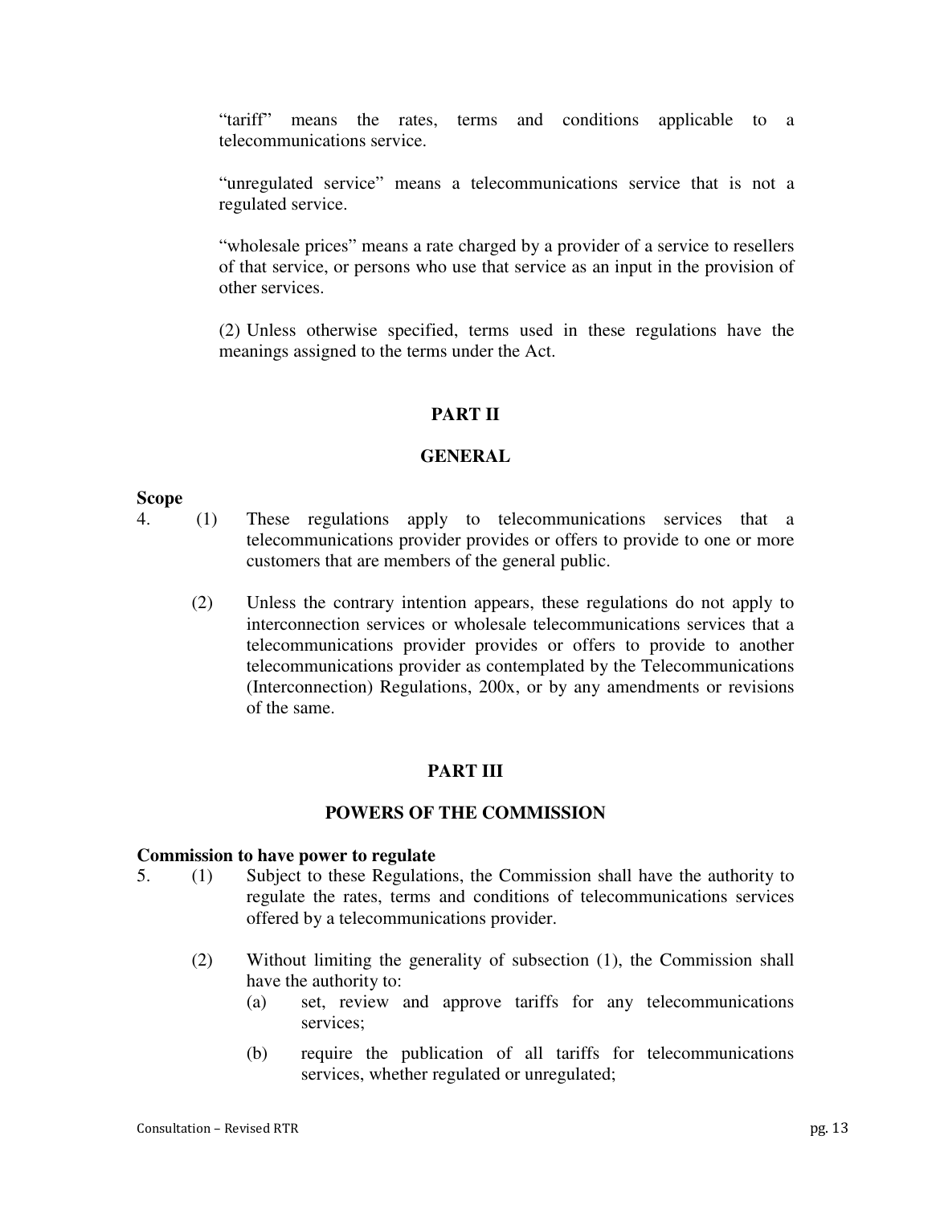"tariff" means the rates, terms and conditions applicable to a telecommunications service.

"unregulated service" means a telecommunications service that is not a regulated service.

"wholesale prices" means a rate charged by a provider of a service to resellers of that service, or persons who use that service as an input in the provision of other services.

(2) Unless otherwise specified, terms used in these regulations have the meanings assigned to the terms under the Act.

## PART II

## GENERAL

**Scope**

4. (1) These regulations apply to telecommunications services that a telecommunications provider provides or offers to provide to one or more customers that are members of the general public.

   (2) Unless the contrary intention appears, these regulations do not apply to interconnection services or wholesale telecommunications services that a telecommunications provider provides or offers to provide to another telecommunications provider as contemplated by the Telecommunications (Interconnection) Regulations, 200x, or by any amendments or revisions of the same.

## PART III

## POWERS OF THE COMMISSION

**Commission to have power to regulate**

5. (1) Subject to these Regulations, the Commission shall have the authority to regulate the rates, terms and conditions of telecommunications services offered by a telecommunications provider.

   (2) Without limiting the generality of subsection (1), the Commission shall have the authority to:

      (a) set, review and approve tariffs for any telecommunications services;

      (b) require the publication of all tariffs for telecommunications services, whether regulated or unregulated;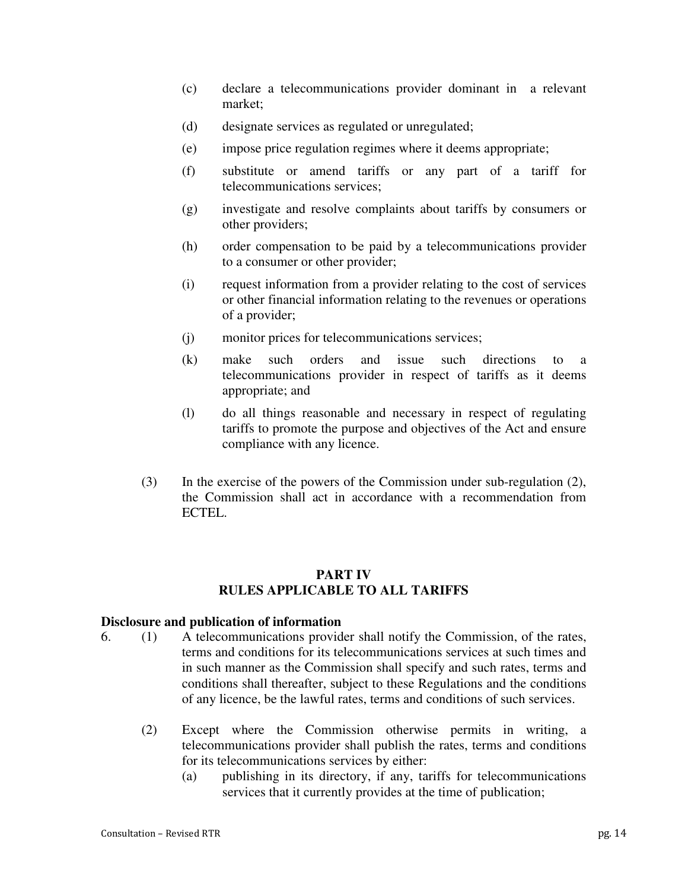(c) declare a telecommunications provider dominant in a relevant market;

(d) designate services as regulated or unregulated;

(e) impose price regulation regimes where it deems appropriate;

(f) substitute or amend tariffs or any part of a tariff for telecommunications services;

(g) investigate and resolve complaints about tariffs by consumers or other providers;

(h) order compensation to be paid by a telecommunications provider to a consumer or other provider;

(i) request information from a provider relating to the cost of services or other financial information relating to the revenues or operations of a provider;

(j) monitor prices for telecommunications services;

(k) make such orders and issue such directions to a telecommunications provider in respect of tariffs as it deems appropriate; and

(l) do all things reasonable and necessary in respect of regulating tariffs to promote the purpose and objectives of the Act and ensure compliance with any licence.

(3) In the exercise of the powers of the Commission under sub-regulation (2), the Commission shall act in accordance with a recommendation from ECTEL.

## PART IV
## RULES APPLICABLE TO ALL TARIFFS

**Disclosure and publication of information**

6. (1) A telecommunications provider shall notify the Commission, of the rates, terms and conditions for its telecommunications services at such times and in such manner as the Commission shall specify and such rates, terms and conditions shall thereafter, subject to these Regulations and the conditions of any licence, be the lawful rates, terms and conditions of such services.

(2) Except where the Commission otherwise permits in writing, a telecommunications provider shall publish the rates, terms and conditions for its telecommunications services by either:

(a) publishing in its directory, if any, tariffs for telecommunications services that it currently provides at the time of publication;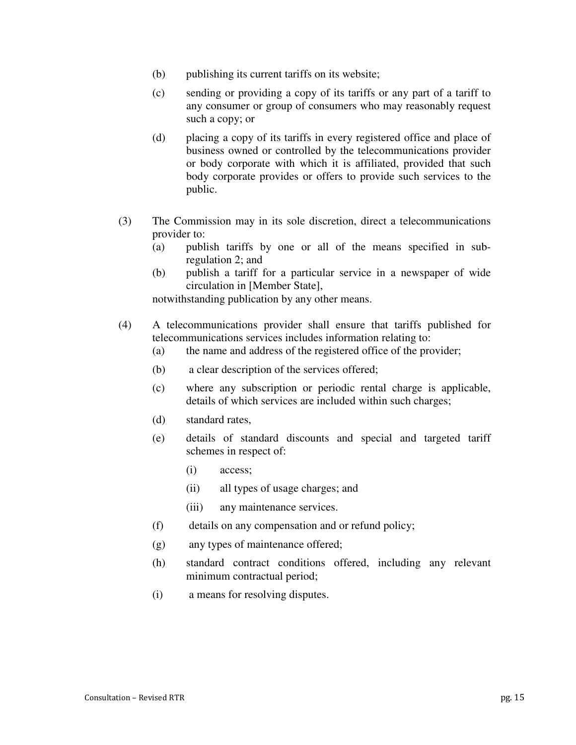(b) publishing its current tariffs on its website;

(c) sending or providing a copy of its tariffs or any part of a tariff to any consumer or group of consumers who may reasonably request such a copy; or

(d) placing a copy of its tariffs in every registered office and place of business owned or controlled by the telecommunications provider or body corporate with which it is affiliated, provided that such body corporate provides or offers to provide such services to the public.

(3) The Commission may in its sole discretion, direct a telecommunications provider to:

(a) publish tariffs by one or all of the means specified in sub-regulation 2; and

(b) publish a tariff for a particular service in a newspaper of wide circulation in [Member State],

notwithstanding publication by any other means.

(4) A telecommunications provider shall ensure that tariffs published for telecommunications services includes information relating to:

(a) the name and address of the registered office of the provider;

(b) a clear description of the services offered;

(c) where any subscription or periodic rental charge is applicable, details of which services are included within such charges;

(d) standard rates,

(e) details of standard discounts and special and targeted tariff schemes in respect of:

(i) access;

(ii) all types of usage charges; and

(iii) any maintenance services.

(f) details on any compensation and or refund policy;

(g) any types of maintenance offered;

(h) standard contract conditions offered, including any relevant minimum contractual period;

(i) a means for resolving disputes.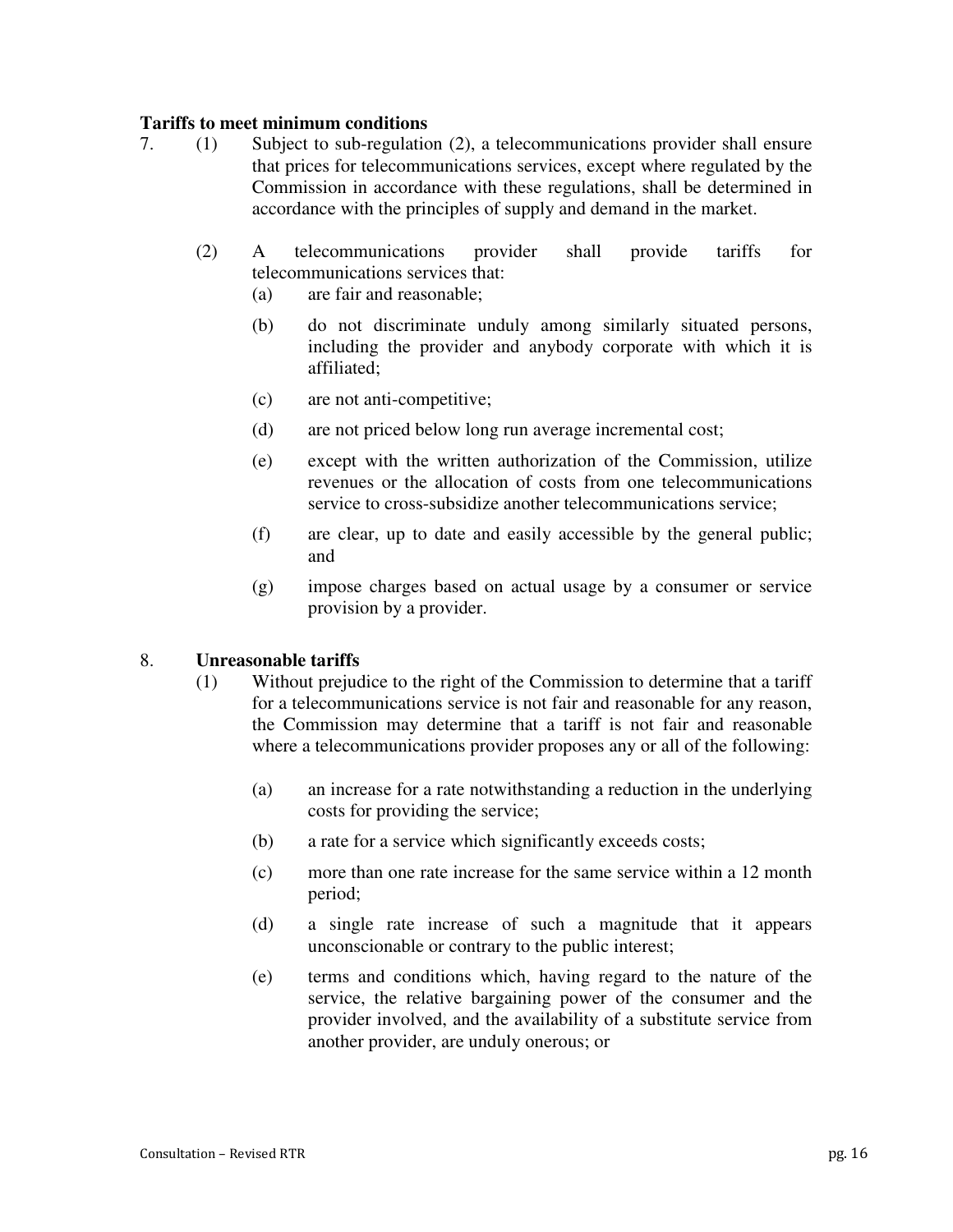**Tariffs to meet minimum conditions**

7. (1) Subject to sub-regulation (2), a telecommunications provider shall ensure that prices for telecommunications services, except where regulated by the Commission in accordance with these regulations, shall be determined in accordance with the principles of supply and demand in the market.

(2) A telecommunications provider shall provide tariffs for telecommunications services that:

(a) are fair and reasonable;

(b) do not discriminate unduly among similarly situated persons, including the provider and anybody corporate with which it is affiliated;

(c) are not anti-competitive;

(d) are not priced below long run average incremental cost;

(e) except with the written authorization of the Commission, utilize revenues or the allocation of costs from one telecommunications service to cross-subsidize another telecommunications service;

(f) are clear, up to date and easily accessible by the general public; and

(g) impose charges based on actual usage by a consumer or service provision by a provider.

8. **Unreasonable tariffs**

(1) Without prejudice to the right of the Commission to determine that a tariff for a telecommunications service is not fair and reasonable for any reason, the Commission may determine that a tariff is not fair and reasonable where a telecommunications provider proposes any or all of the following:

(a) an increase for a rate notwithstanding a reduction in the underlying costs for providing the service;

(b) a rate for a service which significantly exceeds costs;

(c) more than one rate increase for the same service within a 12 month period;

(d) a single rate increase of such a magnitude that it appears unconscionable or contrary to the public interest;

(e) terms and conditions which, having regard to the nature of the service, the relative bargaining power of the consumer and the provider involved, and the availability of a substitute service from another provider, are unduly onerous; or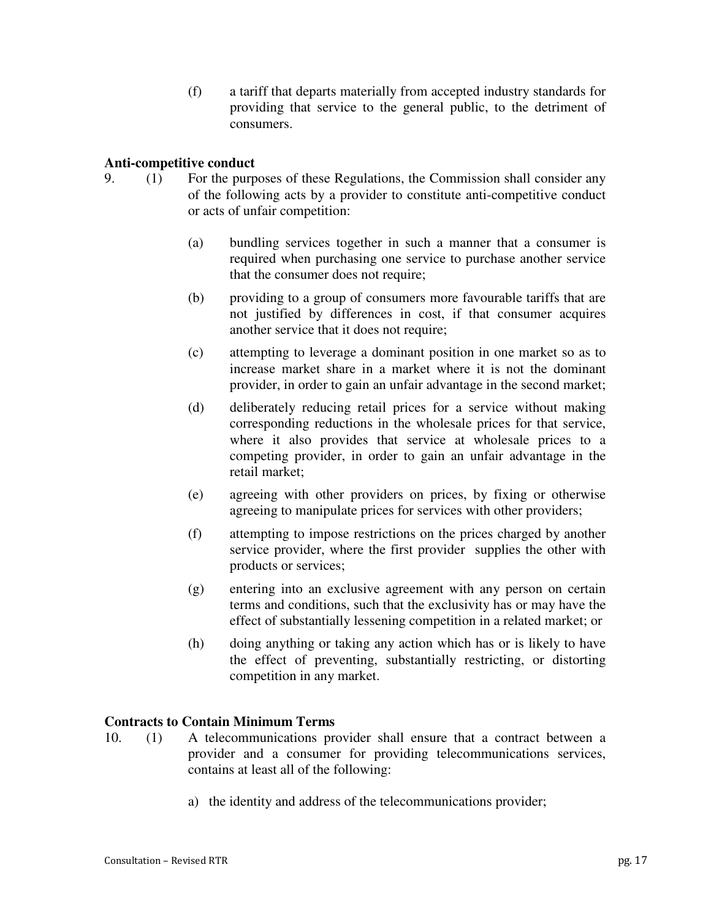(f) a tariff that departs materially from accepted industry standards for providing that service to the general public, to the detriment of consumers.

**Anti-competitive conduct**

9. (1) For the purposes of these Regulations, the Commission shall consider any of the following acts by a provider to constitute anti-competitive conduct or acts of unfair competition:

   (a) bundling services together in such a manner that a consumer is required when purchasing one service to purchase another service that the consumer does not require;

   (b) providing to a group of consumers more favourable tariffs that are not justified by differences in cost, if that consumer acquires another service that it does not require;

   (c) attempting to leverage a dominant position in one market so as to increase market share in a market where it is not the dominant provider, in order to gain an unfair advantage in the second market;

   (d) deliberately reducing retail prices for a service without making corresponding reductions in the wholesale prices for that service, where it also provides that service at wholesale prices to a competing provider, in order to gain an unfair advantage in the retail market;

   (e) agreeing with other providers on prices, by fixing or otherwise agreeing to manipulate prices for services with other providers;

   (f) attempting to impose restrictions on the prices charged by another service provider, where the first provider supplies the other with products or services;

   (g) entering into an exclusive agreement with any person on certain terms and conditions, such that the exclusivity has or may have the effect of substantially lessening competition in a related market; or

   (h) doing anything or taking any action which has or is likely to have the effect of preventing, substantially restricting, or distorting competition in any market.

**Contracts to Contain Minimum Terms**

10. (1) A telecommunications provider shall ensure that a contract between a provider and a consumer for providing telecommunications services, contains at least all of the following:

   a) the identity and address of the telecommunications provider;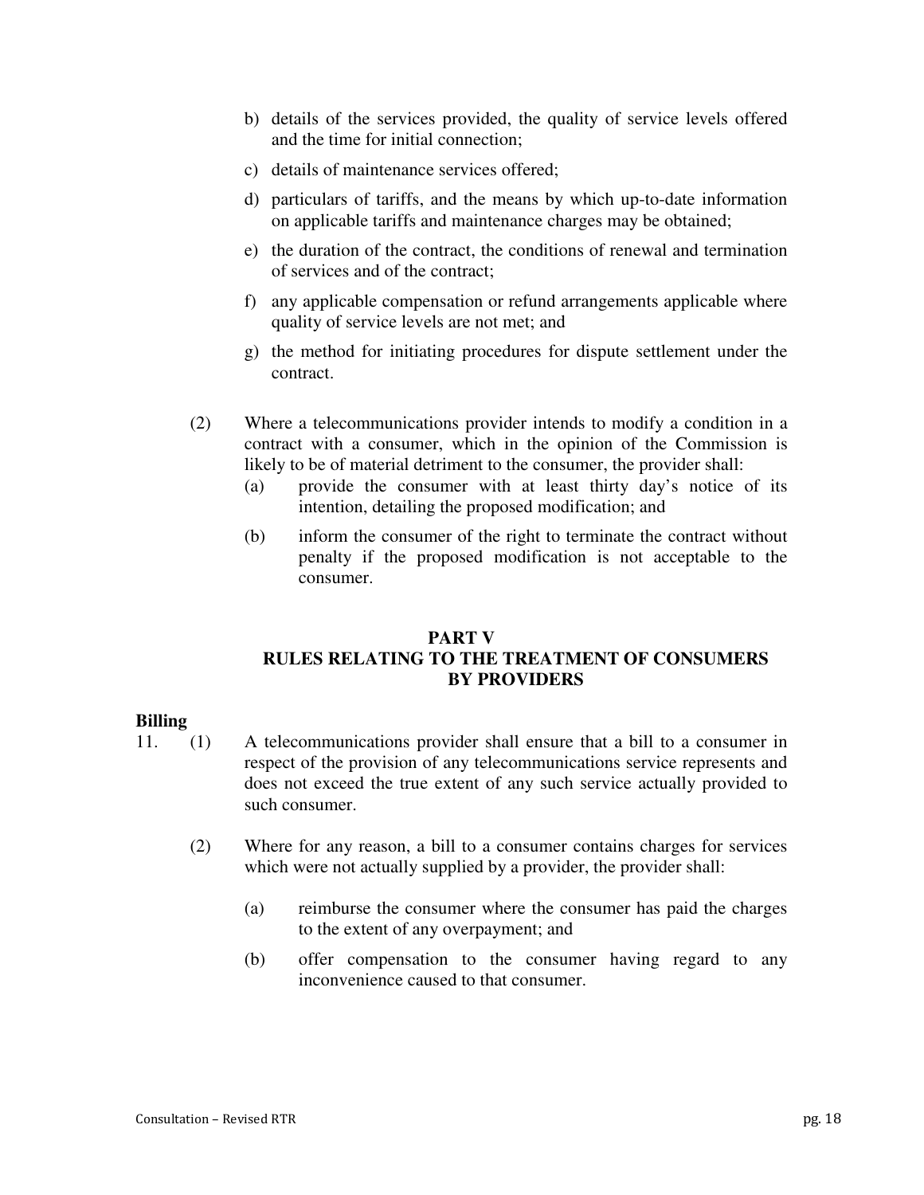b) details of the services provided, the quality of service levels offered and the time for initial connection;

c) details of maintenance services offered;

d) particulars of tariffs, and the means by which up-to-date information on applicable tariffs and maintenance charges may be obtained;

e) the duration of the contract, the conditions of renewal and termination of services and of the contract;

f) any applicable compensation or refund arrangements applicable where quality of service levels are not met; and

g) the method for initiating procedures for dispute settlement under the contract.

(2) Where a telecommunications provider intends to modify a condition in a contract with a consumer, which in the opinion of the Commission is likely to be of material detriment to the consumer, the provider shall:

(a) provide the consumer with at least thirty day's notice of its intention, detailing the proposed modification; and

(b) inform the consumer of the right to terminate the contract without penalty if the proposed modification is not acceptable to the consumer.

## PART V
## RULES RELATING TO THE TREATMENT OF CONSUMERS BY PROVIDERS

**Billing**

11. (1) A telecommunications provider shall ensure that a bill to a consumer in respect of the provision of any telecommunications service represents and does not exceed the true extent of any such service actually provided to such consumer.

(2) Where for any reason, a bill to a consumer contains charges for services which were not actually supplied by a provider, the provider shall:

(a) reimburse the consumer where the consumer has paid the charges to the extent of any overpayment; and

(b) offer compensation to the consumer having regard to any inconvenience caused to that consumer.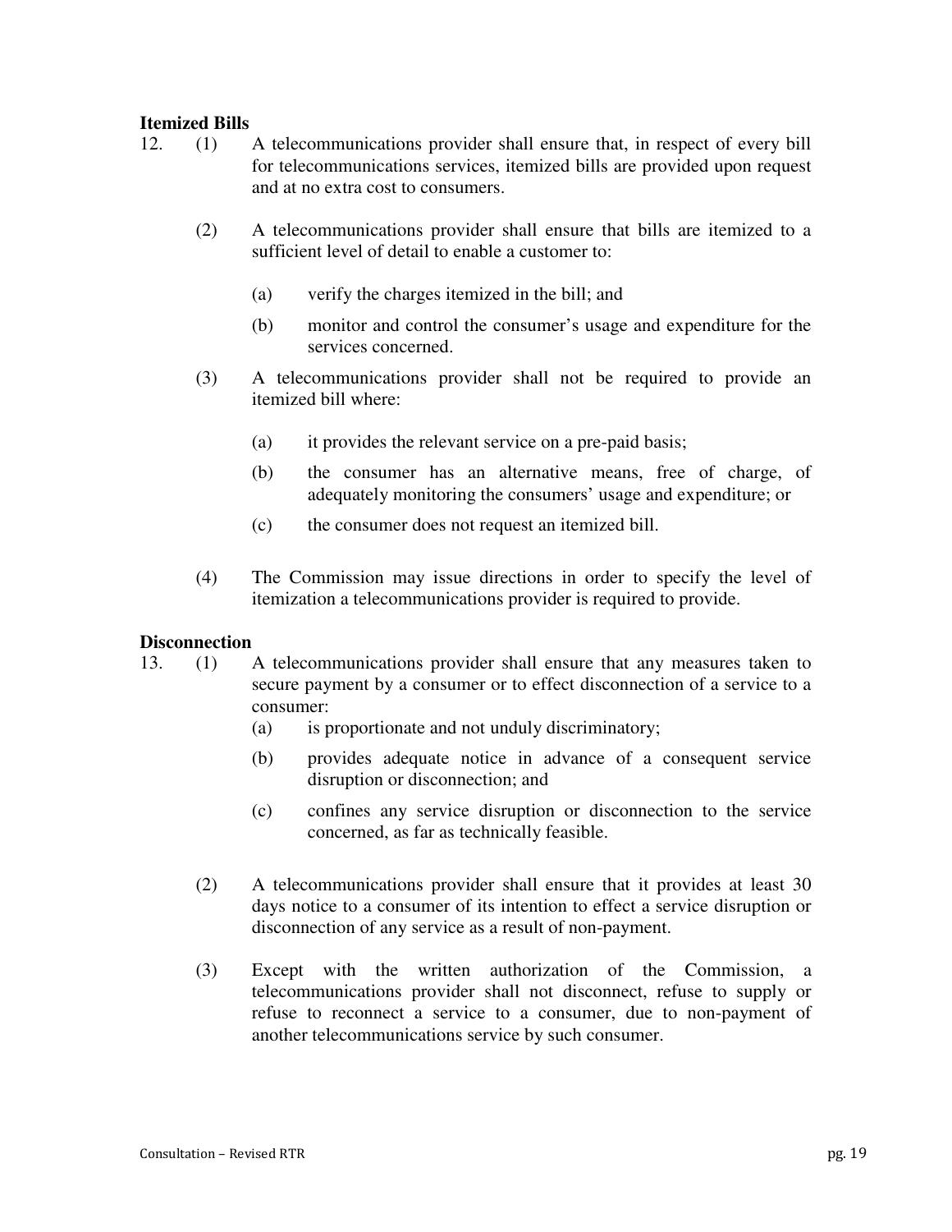**Itemized Bills**

12. (1) A telecommunications provider shall ensure that, in respect of every bill for telecommunications services, itemized bills are provided upon request and at no extra cost to consumers.

(2) A telecommunications provider shall ensure that bills are itemized to a sufficient level of detail to enable a customer to:

(a) verify the charges itemized in the bill; and

(b) monitor and control the consumer's usage and expenditure for the services concerned.

(3) A telecommunications provider shall not be required to provide an itemized bill where:

(a) it provides the relevant service on a pre-paid basis;

(b) the consumer has an alternative means, free of charge, of adequately monitoring the consumers' usage and expenditure; or

(c) the consumer does not request an itemized bill.

(4) The Commission may issue directions in order to specify the level of itemization a telecommunications provider is required to provide.

**Disconnection**

13. (1) A telecommunications provider shall ensure that any measures taken to secure payment by a consumer or to effect disconnection of a service to a consumer:

(a) is proportionate and not unduly discriminatory;

(b) provides adequate notice in advance of a consequent service disruption or disconnection; and

(c) confines any service disruption or disconnection to the service concerned, as far as technically feasible.

(2) A telecommunications provider shall ensure that it provides at least 30 days notice to a consumer of its intention to effect a service disruption or disconnection of any service as a result of non-payment.

(3) Except with the written authorization of the Commission, a telecommunications provider shall not disconnect, refuse to supply or refuse to reconnect a service to a consumer, due to non-payment of another telecommunications service by such consumer.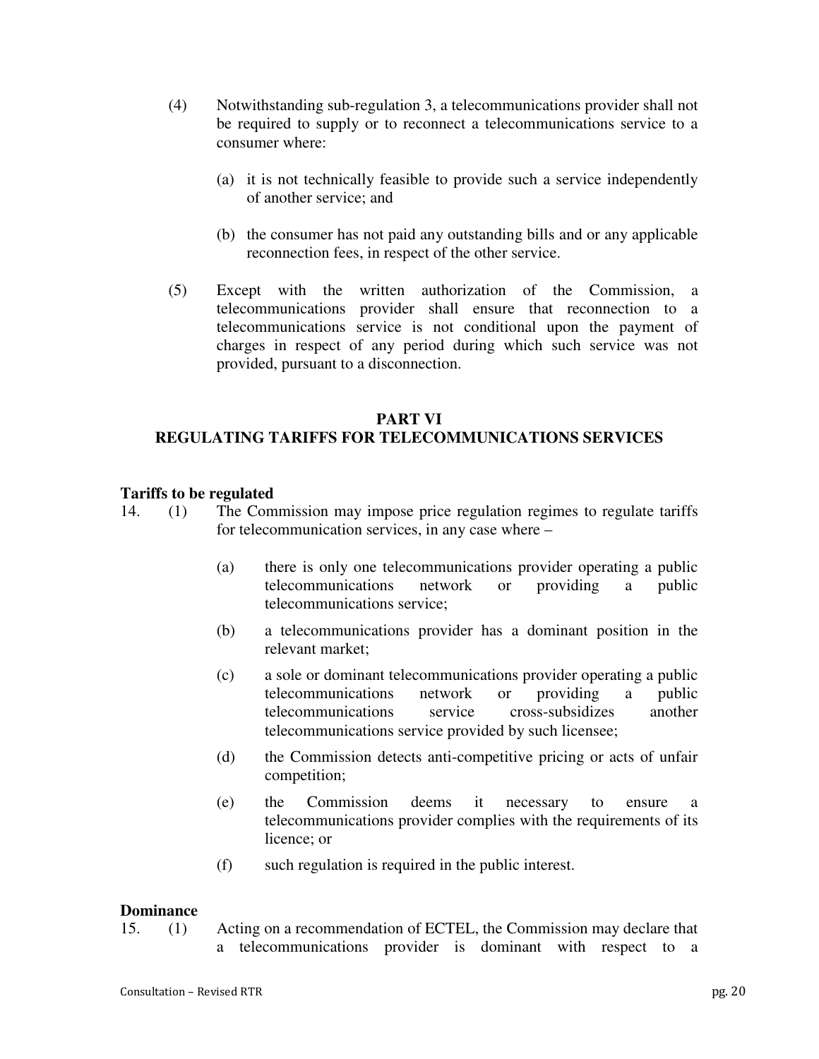(4) Notwithstanding sub-regulation 3, a telecommunications provider shall not be required to supply or to reconnect a telecommunications service to a consumer where:

(a) it is not technically feasible to provide such a service independently of another service; and

(b) the consumer has not paid any outstanding bills and or any applicable reconnection fees, in respect of the other service.

(5) Except with the written authorization of the Commission, a telecommunications provider shall ensure that reconnection to a telecommunications service is not conditional upon the payment of charges in respect of any period during which such service was not provided, pursuant to a disconnection.

## PART VI
## REGULATING TARIFFS FOR TELECOMMUNICATIONS SERVICES

**Tariffs to be regulated**

14. (1) The Commission may impose price regulation regimes to regulate tariffs for telecommunication services, in any case where –

(a) there is only one telecommunications provider operating a public telecommunications network or providing a public telecommunications service;

(b) a telecommunications provider has a dominant position in the relevant market;

(c) a sole or dominant telecommunications provider operating a public telecommunications network or providing a public telecommunications service cross-subsidizes another telecommunications service provided by such licensee;

(d) the Commission detects anti-competitive pricing or acts of unfair competition;

(e) the Commission deems it necessary to ensure a telecommunications provider complies with the requirements of its licence; or

(f) such regulation is required in the public interest.

**Dominance**

15. (1) Acting on a recommendation of ECTEL, the Commission may declare that a telecommunications provider is dominant with respect to a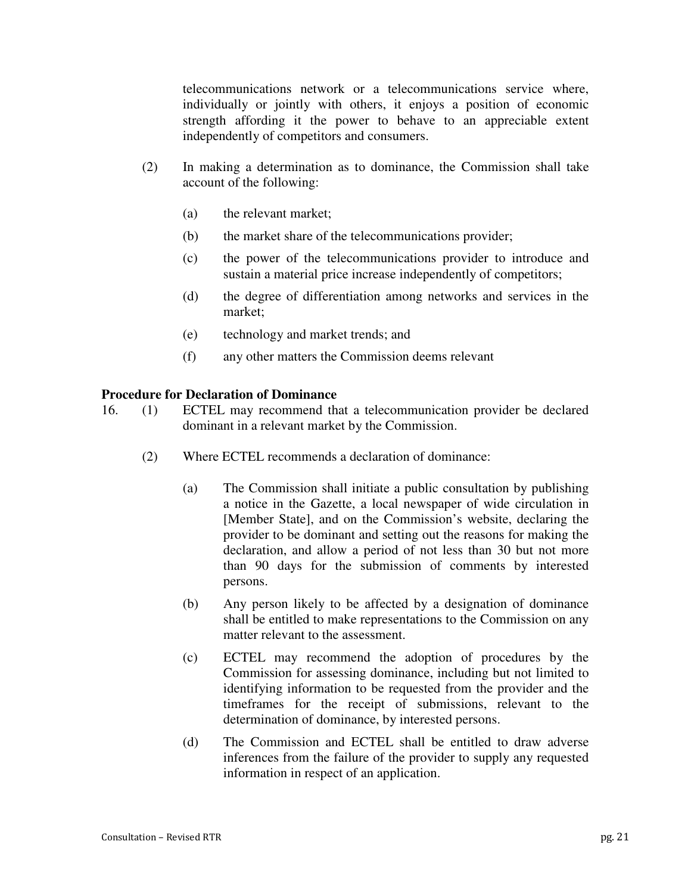telecommunications network or a telecommunications service where, individually or jointly with others, it enjoys a position of economic strength affording it the power to behave to an appreciable extent independently of competitors and consumers.

(2) In making a determination as to dominance, the Commission shall take account of the following:

(a) the relevant market;

(b) the market share of the telecommunications provider;

(c) the power of the telecommunications provider to introduce and sustain a material price increase independently of competitors;

(d) the degree of differentiation among networks and services in the market;

(e) technology and market trends; and

(f) any other matters the Commission deems relevant

**Procedure for Declaration of Dominance**

16. (1) ECTEL may recommend that a telecommunication provider be declared dominant in a relevant market by the Commission.

(2) Where ECTEL recommends a declaration of dominance:

(a) The Commission shall initiate a public consultation by publishing a notice in the Gazette, a local newspaper of wide circulation in [Member State], and on the Commission's website, declaring the provider to be dominant and setting out the reasons for making the declaration, and allow a period of not less than 30 but not more than 90 days for the submission of comments by interested persons.

(b) Any person likely to be affected by a designation of dominance shall be entitled to make representations to the Commission on any matter relevant to the assessment.

(c) ECTEL may recommend the adoption of procedures by the Commission for assessing dominance, including but not limited to identifying information to be requested from the provider and the timeframes for the receipt of submissions, relevant to the determination of dominance, by interested persons.

(d) The Commission and ECTEL shall be entitled to draw adverse inferences from the failure of the provider to supply any requested information in respect of an application.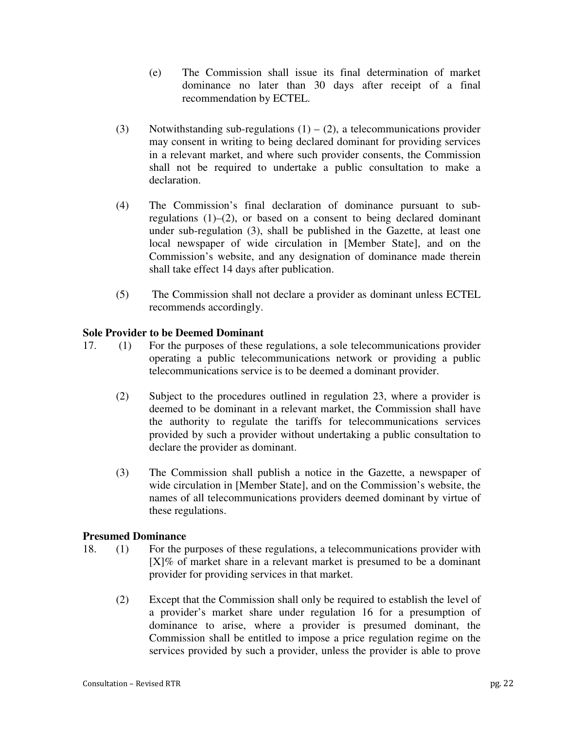(e) The Commission shall issue its final determination of market dominance no later than 30 days after receipt of a final recommendation by ECTEL.

(3) Notwithstanding sub-regulations (1) – (2), a telecommunications provider may consent in writing to being declared dominant for providing services in a relevant market, and where such provider consents, the Commission shall not be required to undertake a public consultation to make a declaration.

(4) The Commission's final declaration of dominance pursuant to sub-regulations (1)–(2), or based on a consent to being declared dominant under sub-regulation (3), shall be published in the Gazette, at least one local newspaper of wide circulation in [Member State], and on the Commission's website, and any designation of dominance made therein shall take effect 14 days after publication.

(5) The Commission shall not declare a provider as dominant unless ECTEL recommends accordingly.

**Sole Provider to be Deemed Dominant**

17. (1) For the purposes of these regulations, a sole telecommunications provider operating a public telecommunications network or providing a public telecommunications service is to be deemed a dominant provider.

(2) Subject to the procedures outlined in regulation 23, where a provider is deemed to be dominant in a relevant market, the Commission shall have the authority to regulate the tariffs for telecommunications services provided by such a provider without undertaking a public consultation to declare the provider as dominant.

(3) The Commission shall publish a notice in the Gazette, a newspaper of wide circulation in [Member State], and on the Commission's website, the names of all telecommunications providers deemed dominant by virtue of these regulations.

**Presumed Dominance**

18. (1) For the purposes of these regulations, a telecommunications provider with [X]% of market share in a relevant market is presumed to be a dominant provider for providing services in that market.

(2) Except that the Commission shall only be required to establish the level of a provider's market share under regulation 16 for a presumption of dominance to arise, where a provider is presumed dominant, the Commission shall be entitled to impose a price regulation regime on the services provided by such a provider, unless the provider is able to prove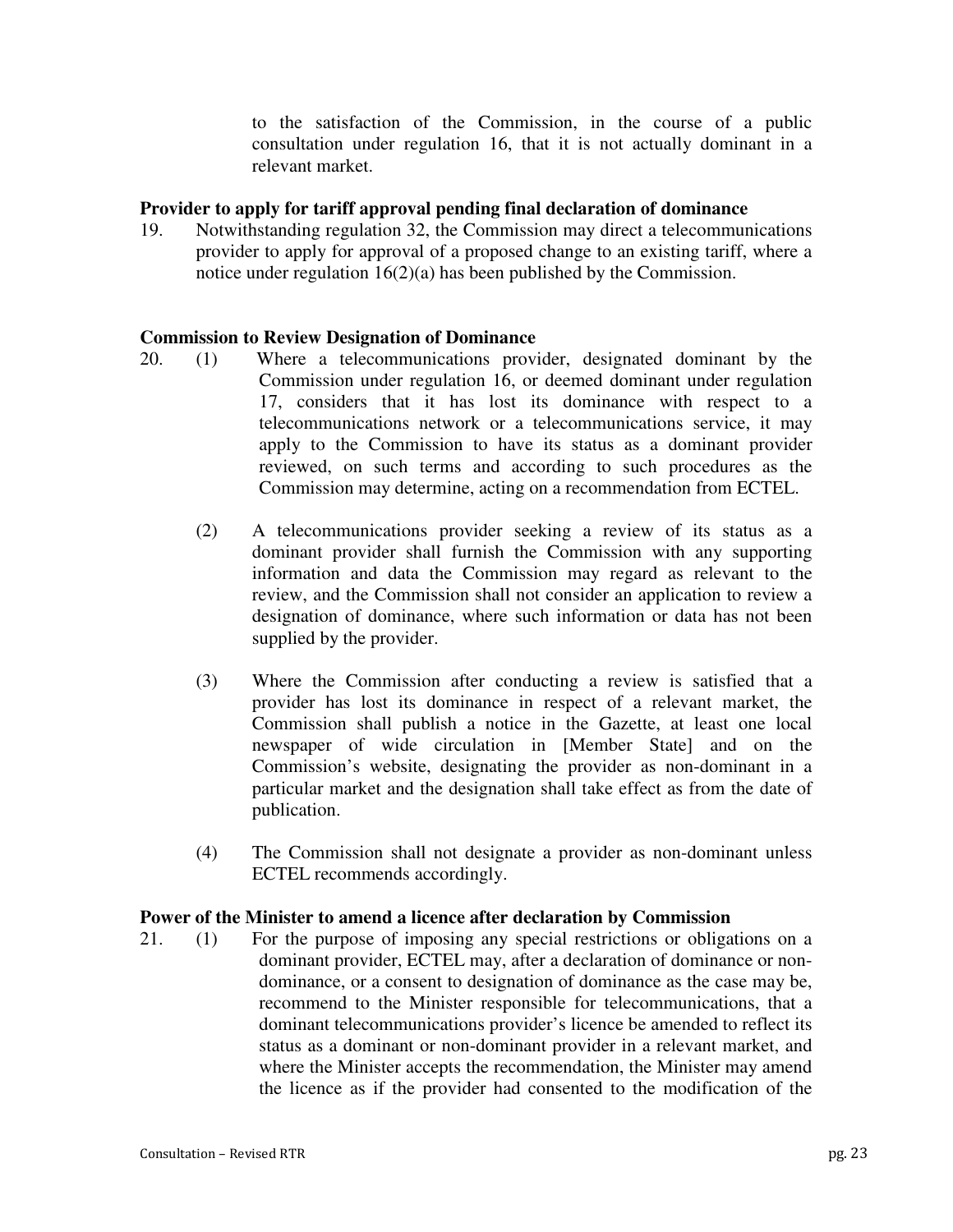to the satisfaction of the Commission, in the course of a public consultation under regulation 16, that it is not actually dominant in a relevant market.

**Provider to apply for tariff approval pending final declaration of dominance**

19. Notwithstanding regulation 32, the Commission may direct a telecommunications provider to apply for approval of a proposed change to an existing tariff, where a notice under regulation 16(2)(a) has been published by the Commission.

**Commission to Review Designation of Dominance**

20. (1) Where a telecommunications provider, designated dominant by the Commission under regulation 16, or deemed dominant under regulation 17, considers that it has lost its dominance with respect to a telecommunications network or a telecommunications service, it may apply to the Commission to have its status as a dominant provider reviewed, on such terms and according to such procedures as the Commission may determine, acting on a recommendation from ECTEL.

(2) A telecommunications provider seeking a review of its status as a dominant provider shall furnish the Commission with any supporting information and data the Commission may regard as relevant to the review, and the Commission shall not consider an application to review a designation of dominance, where such information or data has not been supplied by the provider.

(3) Where the Commission after conducting a review is satisfied that a provider has lost its dominance in respect of a relevant market, the Commission shall publish a notice in the Gazette, at least one local newspaper of wide circulation in [Member State] and on the Commission's website, designating the provider as non-dominant in a particular market and the designation shall take effect as from the date of publication.

(4) The Commission shall not designate a provider as non-dominant unless ECTEL recommends accordingly.

**Power of the Minister to amend a licence after declaration by Commission**

21. (1) For the purpose of imposing any special restrictions or obligations on a dominant provider, ECTEL may, after a declaration of dominance or non-dominance, or a consent to designation of dominance as the case may be, recommend to the Minister responsible for telecommunications, that a dominant telecommunications provider's licence be amended to reflect its status as a dominant or non-dominant provider in a relevant market, and where the Minister accepts the recommendation, the Minister may amend the licence as if the provider had consented to the modification of the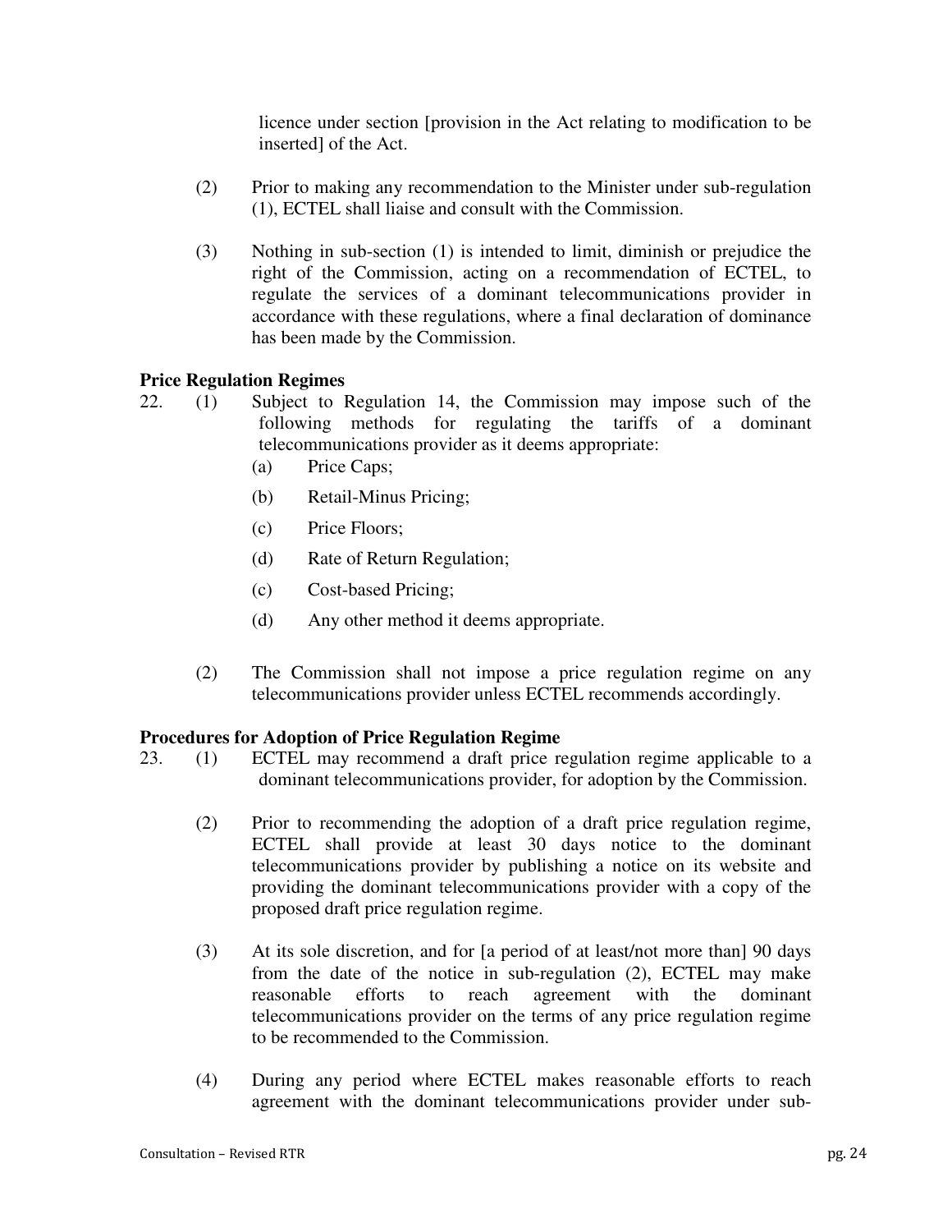licence under section [provision in the Act relating to modification to be inserted] of the Act.

(2) Prior to making any recommendation to the Minister under sub-regulation (1), ECTEL shall liaise and consult with the Commission.

(3) Nothing in sub-section (1) is intended to limit, diminish or prejudice the right of the Commission, acting on a recommendation of ECTEL, to regulate the services of a dominant telecommunications provider in accordance with these regulations, where a final declaration of dominance has been made by the Commission.

**Price Regulation Regimes**

22. (1) Subject to Regulation 14, the Commission may impose such of the following methods for regulating the tariffs of a dominant telecommunications provider as it deems appropriate:

   (a) Price Caps;

   (b) Retail-Minus Pricing;

   (c) Price Floors;

   (d) Rate of Return Regulation;

   (c) Cost-based Pricing;

   (d) Any other method it deems appropriate.

(2) The Commission shall not impose a price regulation regime on any telecommunications provider unless ECTEL recommends accordingly.

**Procedures for Adoption of Price Regulation Regime**

23. (1) ECTEL may recommend a draft price regulation regime applicable to a dominant telecommunications provider, for adoption by the Commission.

(2) Prior to recommending the adoption of a draft price regulation regime, ECTEL shall provide at least 30 days notice to the dominant telecommunications provider by publishing a notice on its website and providing the dominant telecommunications provider with a copy of the proposed draft price regulation regime.

(3) At its sole discretion, and for [a period of at least/not more than] 90 days from the date of the notice in sub-regulation (2), ECTEL may make reasonable efforts to reach agreement with the dominant telecommunications provider on the terms of any price regulation regime to be recommended to the Commission.

(4) During any period where ECTEL makes reasonable efforts to reach agreement with the dominant telecommunications provider under sub-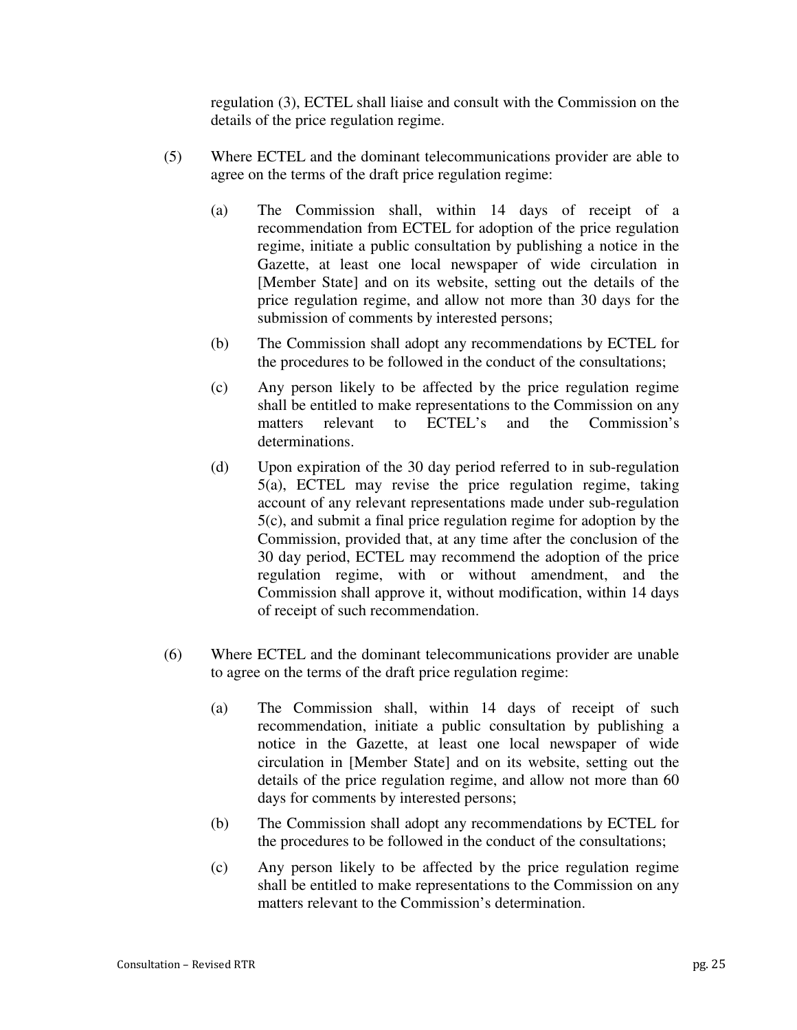regulation (3), ECTEL shall liaise and consult with the Commission on the details of the price regulation regime.

(5) Where ECTEL and the dominant telecommunications provider are able to agree on the terms of the draft price regulation regime:

(a) The Commission shall, within 14 days of receipt of a recommendation from ECTEL for adoption of the price regulation regime, initiate a public consultation by publishing a notice in the Gazette, at least one local newspaper of wide circulation in [Member State] and on its website, setting out the details of the price regulation regime, and allow not more than 30 days for the submission of comments by interested persons;

(b) The Commission shall adopt any recommendations by ECTEL for the procedures to be followed in the conduct of the consultations;

(c) Any person likely to be affected by the price regulation regime shall be entitled to make representations to the Commission on any matters relevant to ECTEL's and the Commission's determinations.

(d) Upon expiration of the 30 day period referred to in sub-regulation 5(a), ECTEL may revise the price regulation regime, taking account of any relevant representations made under sub-regulation 5(c), and submit a final price regulation regime for adoption by the Commission, provided that, at any time after the conclusion of the 30 day period, ECTEL may recommend the adoption of the price regulation regime, with or without amendment, and the Commission shall approve it, without modification, within 14 days of receipt of such recommendation.

(6) Where ECTEL and the dominant telecommunications provider are unable to agree on the terms of the draft price regulation regime:

(a) The Commission shall, within 14 days of receipt of such recommendation, initiate a public consultation by publishing a notice in the Gazette, at least one local newspaper of wide circulation in [Member State] and on its website, setting out the details of the price regulation regime, and allow not more than 60 days for comments by interested persons;

(b) The Commission shall adopt any recommendations by ECTEL for the procedures to be followed in the conduct of the consultations;

(c) Any person likely to be affected by the price regulation regime shall be entitled to make representations to the Commission on any matters relevant to the Commission's determination.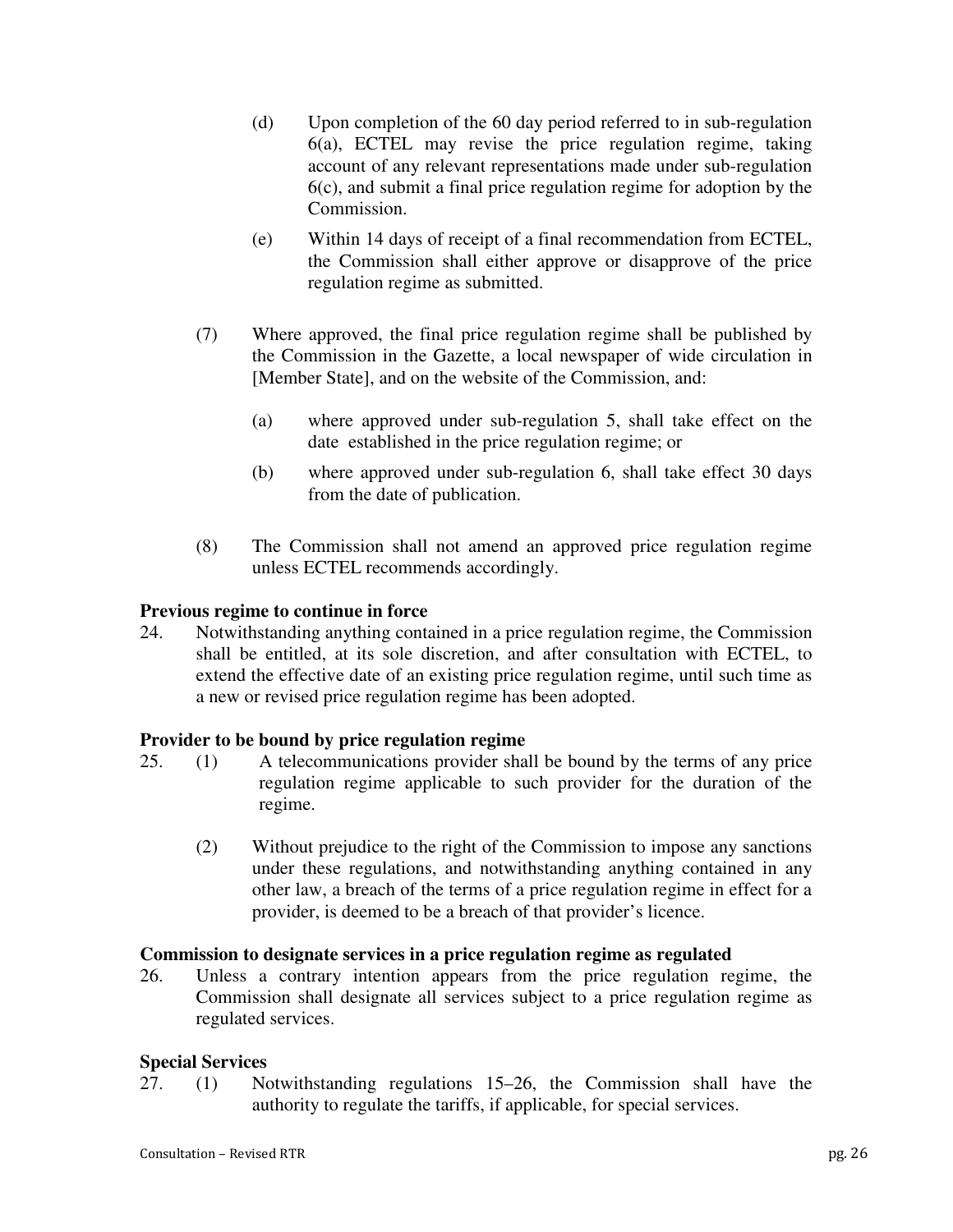(d) Upon completion of the 60 day period referred to in sub-regulation 6(a), ECTEL may revise the price regulation regime, taking account of any relevant representations made under sub-regulation 6(c), and submit a final price regulation regime for adoption by the Commission.

(e) Within 14 days of receipt of a final recommendation from ECTEL, the Commission shall either approve or disapprove of the price regulation regime as submitted.

(7) Where approved, the final price regulation regime shall be published by the Commission in the Gazette, a local newspaper of wide circulation in [Member State], and on the website of the Commission, and:

(a) where approved under sub-regulation 5, shall take effect on the date established in the price regulation regime; or

(b) where approved under sub-regulation 6, shall take effect 30 days from the date of publication.

(8) The Commission shall not amend an approved price regulation regime unless ECTEL recommends accordingly.

**Previous regime to continue in force**

24. Notwithstanding anything contained in a price regulation regime, the Commission shall be entitled, at its sole discretion, and after consultation with ECTEL, to extend the effective date of an existing price regulation regime, until such time as a new or revised price regulation regime has been adopted.

**Provider to be bound by price regulation regime**

25. (1) A telecommunications provider shall be bound by the terms of any price regulation regime applicable to such provider for the duration of the regime.

(2) Without prejudice to the right of the Commission to impose any sanctions under these regulations, and notwithstanding anything contained in any other law, a breach of the terms of a price regulation regime in effect for a provider, is deemed to be a breach of that provider's licence.

**Commission to designate services in a price regulation regime as regulated**

26. Unless a contrary intention appears from the price regulation regime, the Commission shall designate all services subject to a price regulation regime as regulated services.

**Special Services**

27. (1) Notwithstanding regulations 15–26, the Commission shall have the authority to regulate the tariffs, if applicable, for special services.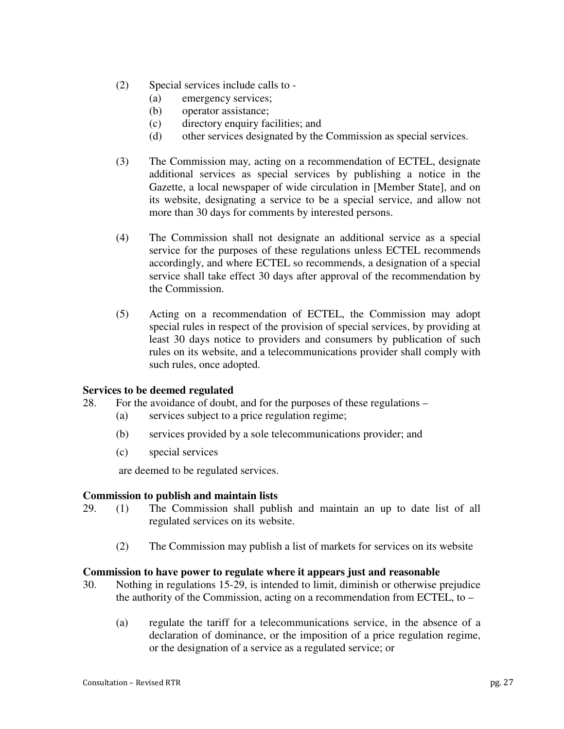(2) Special services include calls to -
   (a) emergency services;
   (b) operator assistance;
   (c) directory enquiry facilities; and
   (d) other services designated by the Commission as special services.

(3) The Commission may, acting on a recommendation of ECTEL, designate additional services as special services by publishing a notice in the Gazette, a local newspaper of wide circulation in [Member State], and on its website, designating a service to be a special service, and allow not more than 30 days for comments by interested persons.

(4) The Commission shall not designate an additional service as a special service for the purposes of these regulations unless ECTEL recommends accordingly, and where ECTEL so recommends, a designation of a special service shall take effect 30 days after approval of the recommendation by the Commission.

(5) Acting on a recommendation of ECTEL, the Commission may adopt special rules in respect of the provision of special services, by providing at least 30 days notice to providers and consumers by publication of such rules on its website, and a telecommunications provider shall comply with such rules, once adopted.

**Services to be deemed regulated**

28. For the avoidance of doubt, and for the purposes of these regulations –
   (a) services subject to a price regulation regime;
   (b) services provided by a sole telecommunications provider; and
   (c) special services

   are deemed to be regulated services.

**Commission to publish and maintain lists**

29. (1) The Commission shall publish and maintain an up to date list of all regulated services on its website.

   (2) The Commission may publish a list of markets for services on its website

**Commission to have power to regulate where it appears just and reasonable**

30. Nothing in regulations 15-29, is intended to limit, diminish or otherwise prejudice the authority of the Commission, acting on a recommendation from ECTEL, to –

   (a) regulate the tariff for a telecommunications service, in the absence of a declaration of dominance, or the imposition of a price regulation regime, or the designation of a service as a regulated service; or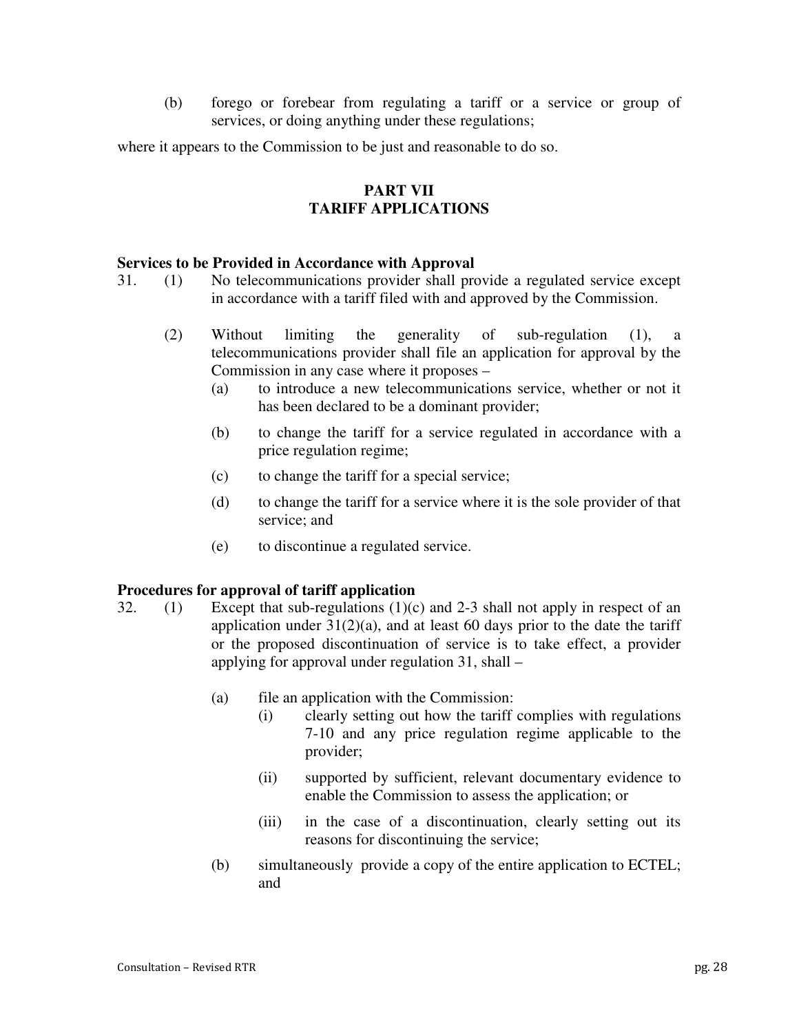(b) foregо or forebear from regulating a tariff or a service or group of services, or doing anything under these regulations;

where it appears to the Commission to be just and reasonable to do so.

## PART VII
## TARIFF APPLICATIONS

**Services to be Provided in Accordance with Approval**

31. (1) No telecommunications provider shall provide a regulated service except in accordance with a tariff filed with and approved by the Commission.

(2) Without limiting the generality of sub-regulation (1), a telecommunications provider shall file an application for approval by the Commission in any case where it proposes –

(a) to introduce a new telecommunications service, whether or not it has been declared to be a dominant provider;

(b) to change the tariff for a service regulated in accordance with a price regulation regime;

(c) to change the tariff for a special service;

(d) to change the tariff for a service where it is the sole provider of that service; and

(e) to discontinue a regulated service.

**Procedures for approval of tariff application**

32. (1) Except that sub-regulations (1)(c) and 2-3 shall not apply in respect of an application under 31(2)(a), and at least 60 days prior to the date the tariff or the proposed discontinuation of service is to take effect, a provider applying for approval under regulation 31, shall –

(a) file an application with the Commission:

(i) clearly setting out how the tariff complies with regulations 7-10 and any price regulation regime applicable to the provider;

(ii) supported by sufficient, relevant documentary evidence to enable the Commission to assess the application; or

(iii) in the case of a discontinuation, clearly setting out its reasons for discontinuing the service;

(b) simultaneously provide a copy of the entire application to ECTEL; and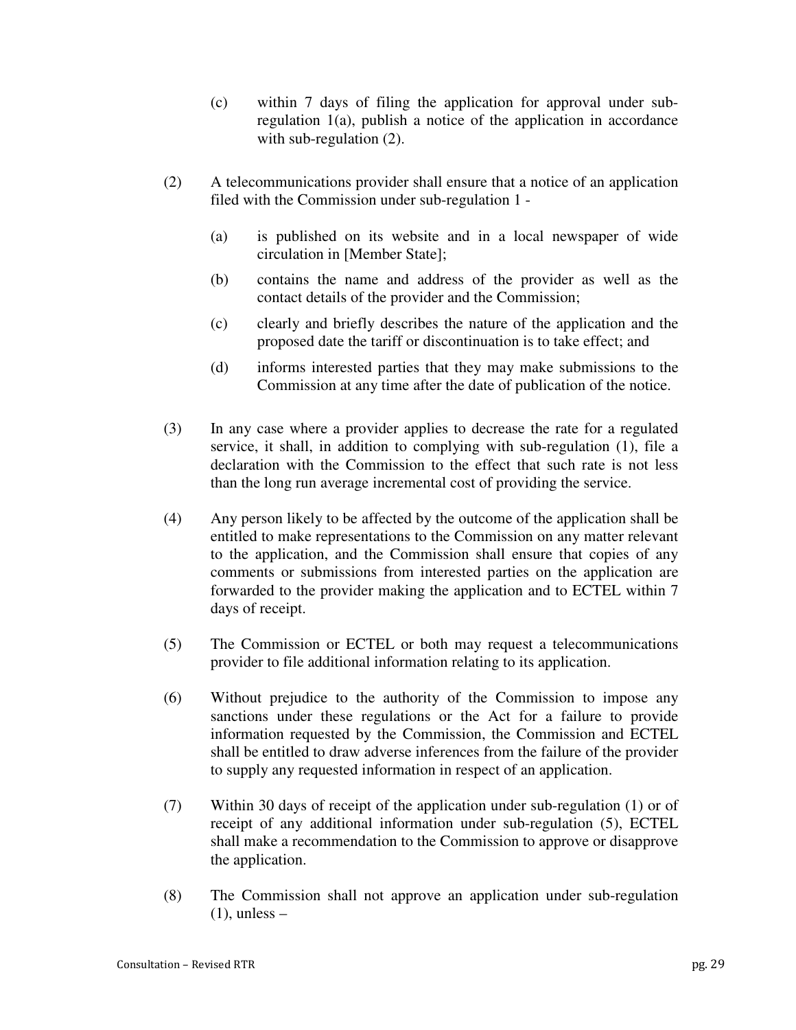(c) within 7 days of filing the application for approval under sub-regulation 1(a), publish a notice of the application in accordance with sub-regulation (2).

(2) A telecommunications provider shall ensure that a notice of an application filed with the Commission under sub-regulation 1 -

(a) is published on its website and in a local newspaper of wide circulation in [Member State];

(b) contains the name and address of the provider as well as the contact details of the provider and the Commission;

(c) clearly and briefly describes the nature of the application and the proposed date the tariff or discontinuation is to take effect; and

(d) informs interested parties that they may make submissions to the Commission at any time after the date of publication of the notice.

(3) In any case where a provider applies to decrease the rate for a regulated service, it shall, in addition to complying with sub-regulation (1), file a declaration with the Commission to the effect that such rate is not less than the long run average incremental cost of providing the service.

(4) Any person likely to be affected by the outcome of the application shall be entitled to make representations to the Commission on any matter relevant to the application, and the Commission shall ensure that copies of any comments or submissions from interested parties on the application are forwarded to the provider making the application and to ECTEL within 7 days of receipt.

(5) The Commission or ECTEL or both may request a telecommunications provider to file additional information relating to its application.

(6) Without prejudice to the authority of the Commission to impose any sanctions under these regulations or the Act for a failure to provide information requested by the Commission, the Commission and ECTEL shall be entitled to draw adverse inferences from the failure of the provider to supply any requested information in respect of an application.

(7) Within 30 days of receipt of the application under sub-regulation (1) or of receipt of any additional information under sub-regulation (5), ECTEL shall make a recommendation to the Commission to approve or disapprove the application.

(8) The Commission shall not approve an application under sub-regulation (1), unless –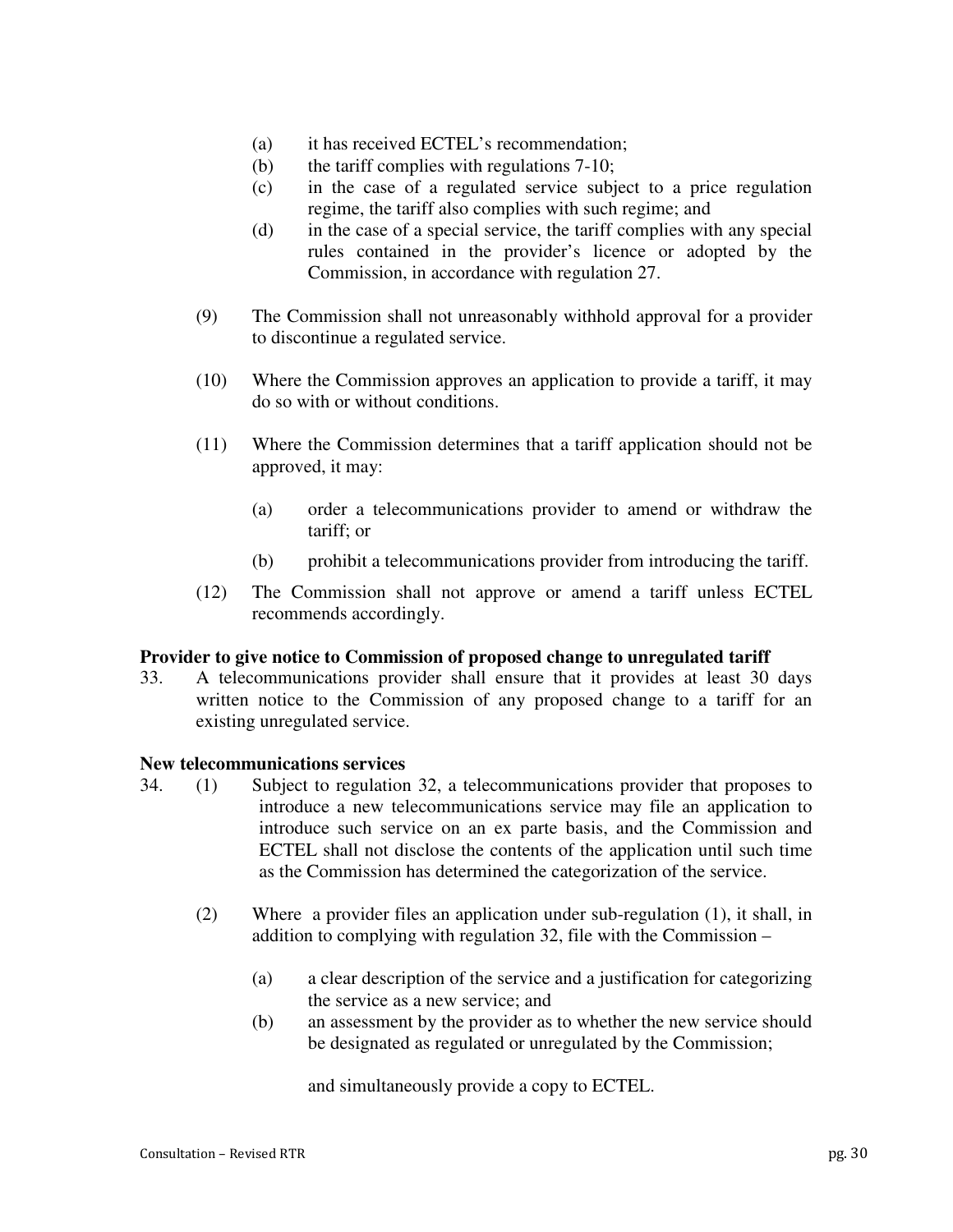(a) it has received ECTEL's recommendation;
(b) the tariff complies with regulations 7-10;
(c) in the case of a regulated service subject to a price regulation regime, the tariff also complies with such regime; and
(d) in the case of a special service, the tariff complies with any special rules contained in the provider's licence or adopted by the Commission, in accordance with regulation 27.

(9) The Commission shall not unreasonably withhold approval for a provider to discontinue a regulated service.

(10) Where the Commission approves an application to provide a tariff, it may do so with or without conditions.

(11) Where the Commission determines that a tariff application should not be approved, it may:

(a) order a telecommunications provider to amend or withdraw the tariff; or

(b) prohibit a telecommunications provider from introducing the tariff.

(12) The Commission shall not approve or amend a tariff unless ECTEL recommends accordingly.

**Provider to give notice to Commission of proposed change to unregulated tariff**

33. A telecommunications provider shall ensure that it provides at least 30 days written notice to the Commission of any proposed change to a tariff for an existing unregulated service.

**New telecommunications services**

34. (1) Subject to regulation 32, a telecommunications provider that proposes to introduce a new telecommunications service may file an application to introduce such service on an ex parte basis, and the Commission and ECTEL shall not disclose the contents of the application until such time as the Commission has determined the categorization of the service.

(2) Where a provider files an application under sub-regulation (1), it shall, in addition to complying with regulation 32, file with the Commission –

(a) a clear description of the service and a justification for categorizing the service as a new service; and
(b) an assessment by the provider as to whether the new service should be designated as regulated or unregulated by the Commission;

and simultaneously provide a copy to ECTEL.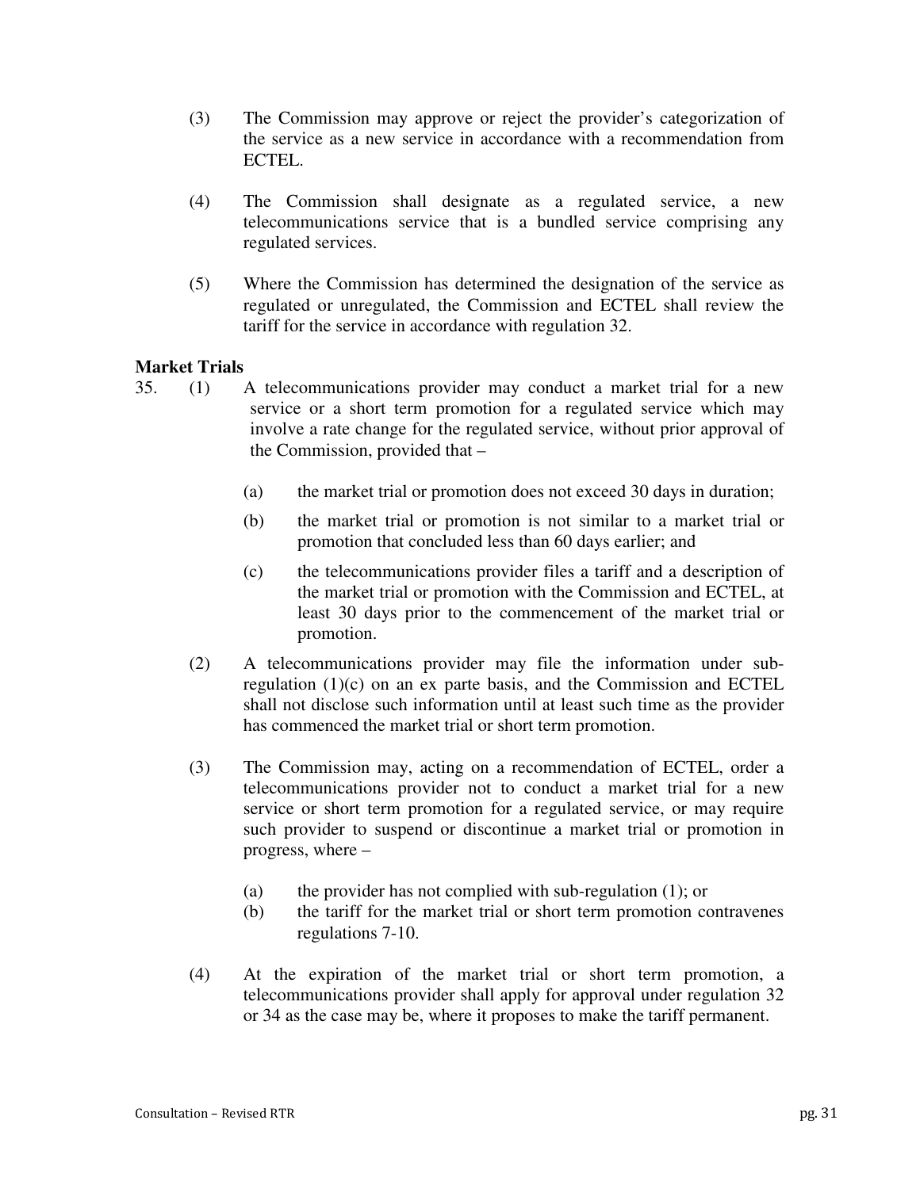(3) The Commission may approve or reject the provider's categorization of the service as a new service in accordance with a recommendation from ECTEL.

(4) The Commission shall designate as a regulated service, a new telecommunications service that is a bundled service comprising any regulated services.

(5) Where the Commission has determined the designation of the service as regulated or unregulated, the Commission and ECTEL shall review the tariff for the service in accordance with regulation 32.

**Market Trials**

35. (1) A telecommunications provider may conduct a market trial for a new service or a short term promotion for a regulated service which may involve a rate change for the regulated service, without prior approval of the Commission, provided that –

   (a) the market trial or promotion does not exceed 30 days in duration;

   (b) the market trial or promotion is not similar to a market trial or promotion that concluded less than 60 days earlier; and

   (c) the telecommunications provider files a tariff and a description of the market trial or promotion with the Commission and ECTEL, at least 30 days prior to the commencement of the market trial or promotion.

(2) A telecommunications provider may file the information under sub-regulation (1)(c) on an ex parte basis, and the Commission and ECTEL shall not disclose such information until at least such time as the provider has commenced the market trial or short term promotion.

(3) The Commission may, acting on a recommendation of ECTEL, order a telecommunications provider not to conduct a market trial for a new service or short term promotion for a regulated service, or may require such provider to suspend or discontinue a market trial or promotion in progress, where –

   (a) the provider has not complied with sub-regulation (1); or
   (b) the tariff for the market trial or short term promotion contravenes regulations 7-10.

(4) At the expiration of the market trial or short term promotion, a telecommunications provider shall apply for approval under regulation 32 or 34 as the case may be, where it proposes to make the tariff permanent.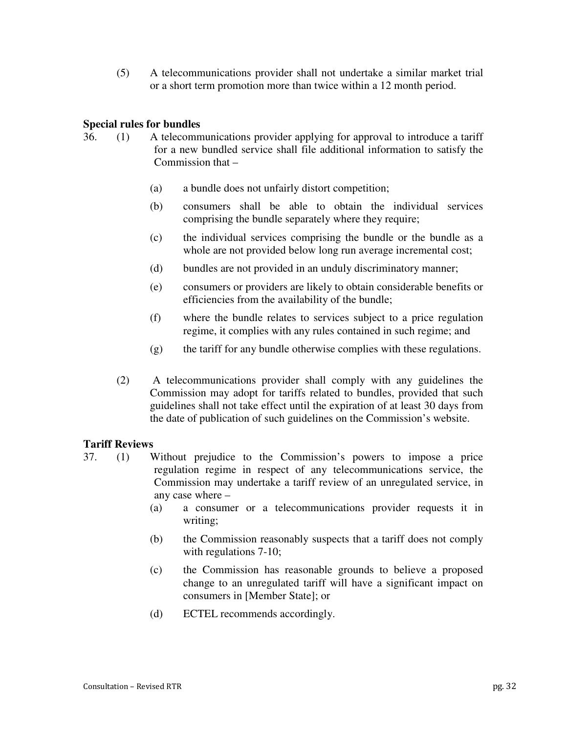(5) A telecommunications provider shall not undertake a similar market trial or a short term promotion more than twice within a 12 month period.

**Special rules for bundles**

36. (1) A telecommunications provider applying for approval to introduce a tariff for a new bundled service shall file additional information to satisfy the Commission that –

    (a) a bundle does not unfairly distort competition;

    (b) consumers shall be able to obtain the individual services comprising the bundle separately where they require;

    (c) the individual services comprising the bundle or the bundle as a whole are not provided below long run average incremental cost;

    (d) bundles are not provided in an unduly discriminatory manner;

    (e) consumers or providers are likely to obtain considerable benefits or efficiencies from the availability of the bundle;

    (f) where the bundle relates to services subject to a price regulation regime, it complies with any rules contained in such regime; and

    (g) the tariff for any bundle otherwise complies with these regulations.

(2) A telecommunications provider shall comply with any guidelines the Commission may adopt for tariffs related to bundles, provided that such guidelines shall not take effect until the expiration of at least 30 days from the date of publication of such guidelines on the Commission's website.

**Tariff Reviews**

37. (1) Without prejudice to the Commission's powers to impose a price regulation regime in respect of any telecommunications service, the Commission may undertake a tariff review of an unregulated service, in any case where –

    (a) a consumer or a telecommunications provider requests it in writing;

    (b) the Commission reasonably suspects that a tariff does not comply with regulations 7-10;

    (c) the Commission has reasonable grounds to believe a proposed change to an unregulated tariff will have a significant impact on consumers in [Member State]; or

    (d) ECTEL recommends accordingly.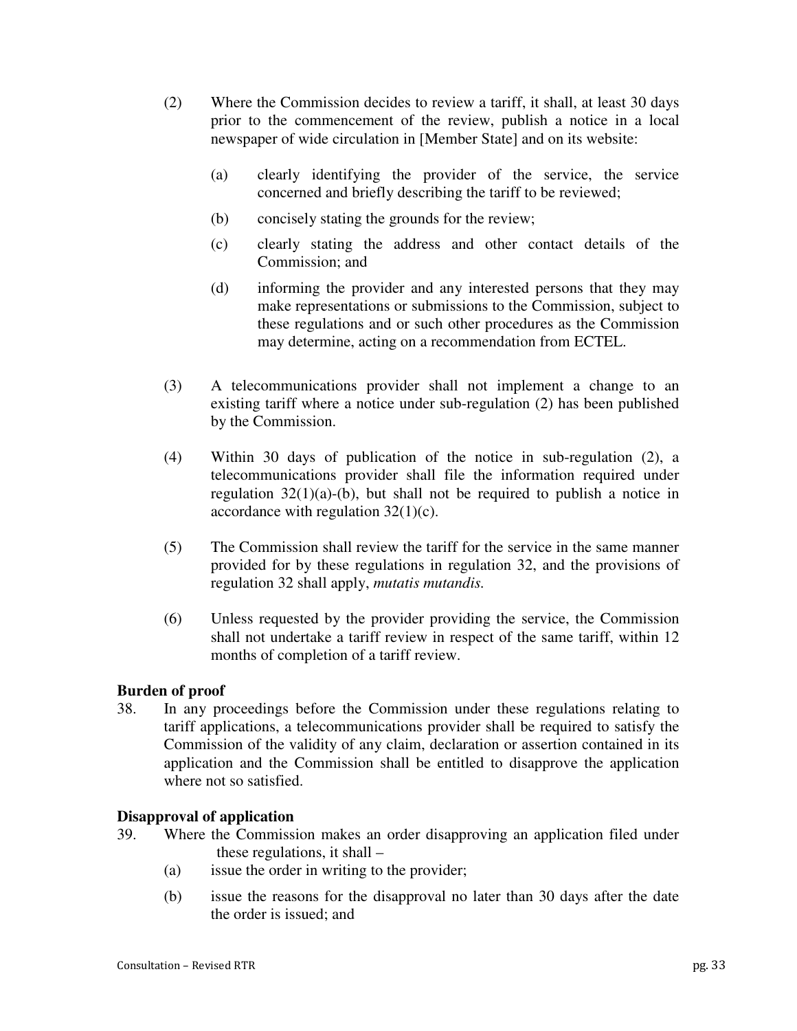(2) Where the Commission decides to review a tariff, it shall, at least 30 days prior to the commencement of the review, publish a notice in a local newspaper of wide circulation in [Member State] and on its website:

  (a) clearly identifying the provider of the service, the service concerned and briefly describing the tariff to be reviewed;

  (b) concisely stating the grounds for the review;

  (c) clearly stating the address and other contact details of the Commission; and

  (d) informing the provider and any interested persons that they may make representations or submissions to the Commission, subject to these regulations and or such other procedures as the Commission may determine, acting on a recommendation from ECTEL.

(3) A telecommunications provider shall not implement a change to an existing tariff where a notice under sub-regulation (2) has been published by the Commission.

(4) Within 30 days of publication of the notice in sub-regulation (2), a telecommunications provider shall file the information required under regulation 32(1)(a)-(b), but shall not be required to publish a notice in accordance with regulation 32(1)(c).

(5) The Commission shall review the tariff for the service in the same manner provided for by these regulations in regulation 32, and the provisions of regulation 32 shall apply, *mutatis mutandis.*

(6) Unless requested by the provider providing the service, the Commission shall not undertake a tariff review in respect of the same tariff, within 12 months of completion of a tariff review.

**Burden of proof**

38. In any proceedings before the Commission under these regulations relating to tariff applications, a telecommunications provider shall be required to satisfy the Commission of the validity of any claim, declaration or assertion contained in its application and the Commission shall be entitled to disapprove the application where not so satisfied.

**Disapproval of application**

39. Where the Commission makes an order disapproving an application filed under these regulations, it shall –

  (a) issue the order in writing to the provider;

  (b) issue the reasons for the disapproval no later than 30 days after the date the order is issued; and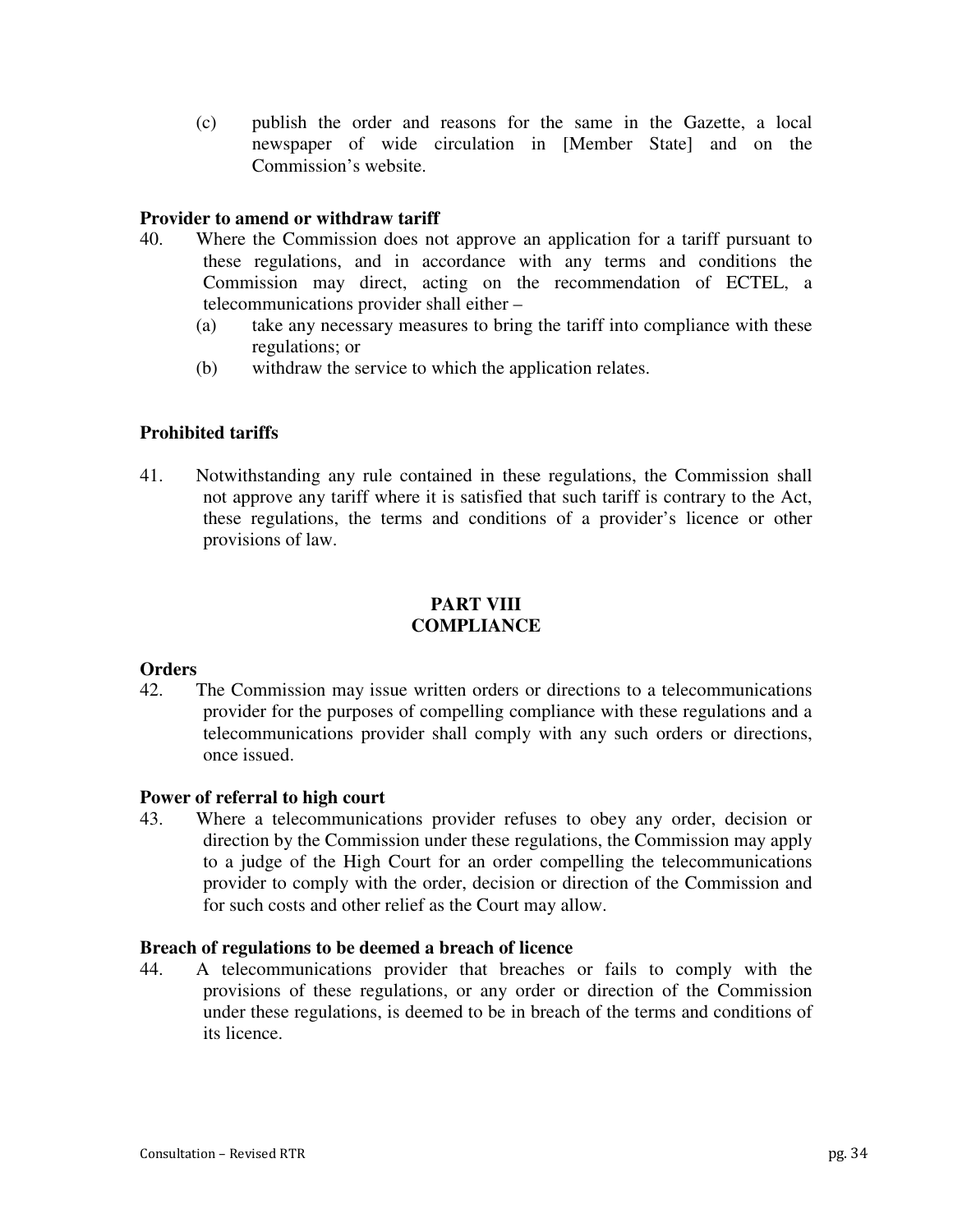(c) publish the order and reasons for the same in the Gazette, a local newspaper of wide circulation in [Member State] and on the Commission's website.

**Provider to amend or withdraw tariff**

40. Where the Commission does not approve an application for a tariff pursuant to these regulations, and in accordance with any terms and conditions the Commission may direct, acting on the recommendation of ECTEL, a telecommunications provider shall either –

(a) take any necessary measures to bring the tariff into compliance with these regulations; or

(b) withdraw the service to which the application relates.

**Prohibited tariffs**

41. Notwithstanding any rule contained in these regulations, the Commission shall not approve any tariff where it is satisfied that such tariff is contrary to the Act, these regulations, the terms and conditions of a provider's licence or other provisions of law.

## PART VIII
## COMPLIANCE

**Orders**

42. The Commission may issue written orders or directions to a telecommunications provider for the purposes of compelling compliance with these regulations and a telecommunications provider shall comply with any such orders or directions, once issued.

**Power of referral to high court**

43. Where a telecommunications provider refuses to obey any order, decision or direction by the Commission under these regulations, the Commission may apply to a judge of the High Court for an order compelling the telecommunications provider to comply with the order, decision or direction of the Commission and for such costs and other relief as the Court may allow.

**Breach of regulations to be deemed a breach of licence**

44. A telecommunications provider that breaches or fails to comply with the provisions of these regulations, or any order or direction of the Commission under these regulations, is deemed to be in breach of the terms and conditions of its licence.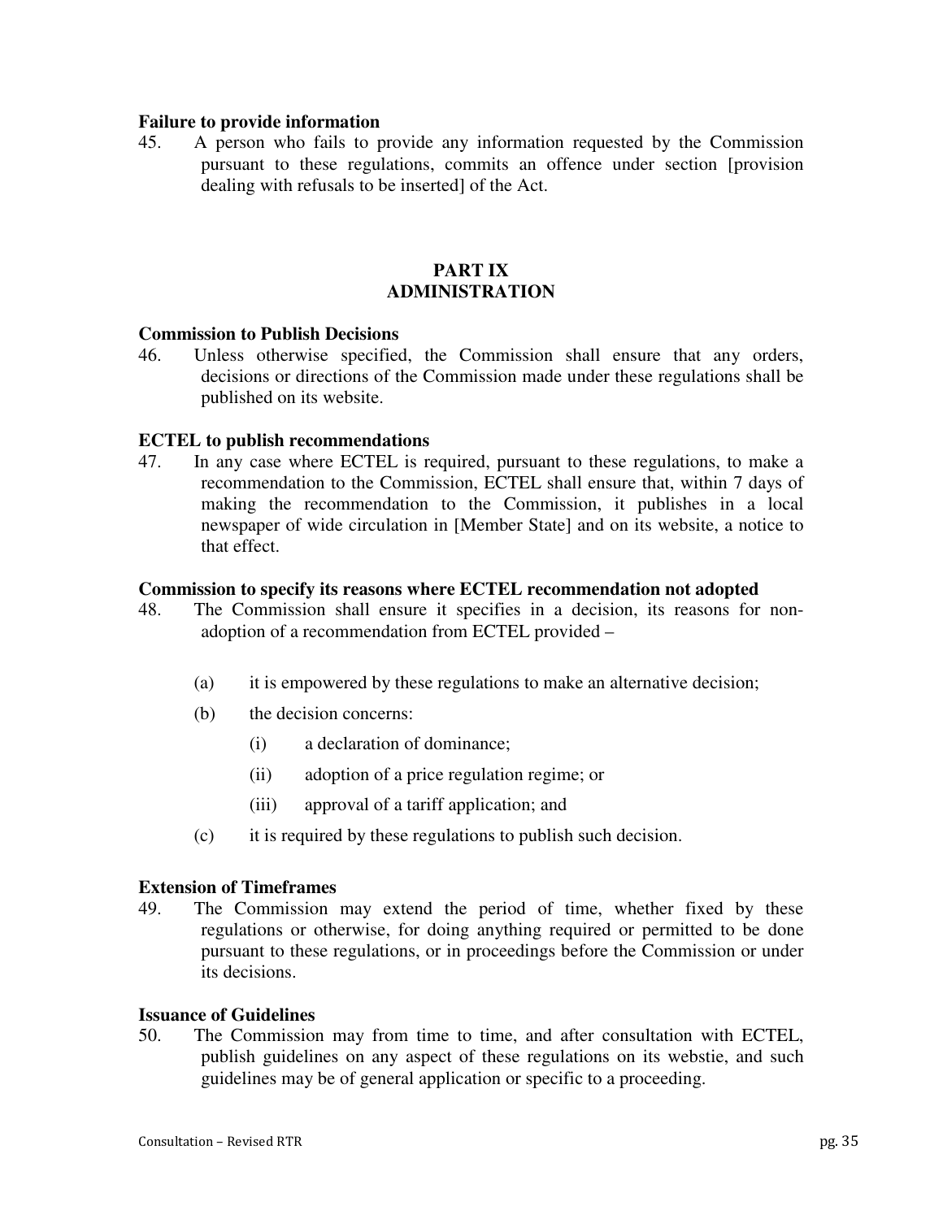**Failure to provide information**

45. A person who fails to provide any information requested by the Commission pursuant to these regulations, commits an offence under section [provision dealing with refusals to be inserted] of the Act.

## PART IX
## ADMINISTRATION

**Commission to Publish Decisions**

46. Unless otherwise specified, the Commission shall ensure that any orders, decisions or directions of the Commission made under these regulations shall be published on its website.

**ECTEL to publish recommendations**

47. In any case where ECTEL is required, pursuant to these regulations, to make a recommendation to the Commission, ECTEL shall ensure that, within 7 days of making the recommendation to the Commission, it publishes in a local newspaper of wide circulation in [Member State] and on its website, a notice to that effect.

**Commission to specify its reasons where ECTEL recommendation not adopted**

48. The Commission shall ensure it specifies in a decision, its reasons for non-adoption of a recommendation from ECTEL provided –

   (a) it is empowered by these regulations to make an alternative decision;

   (b) the decision concerns:

      (i) a declaration of dominance;

      (ii) adoption of a price regulation regime; or

      (iii) approval of a tariff application; and

   (c) it is required by these regulations to publish such decision.

**Extension of Timeframes**

49. The Commission may extend the period of time, whether fixed by these regulations or otherwise, for doing anything required or permitted to be done pursuant to these regulations, or in proceedings before the Commission or under its decisions.

**Issuance of Guidelines**

50. The Commission may from time to time, and after consultation with ECTEL, publish guidelines on any aspect of these regulations on its webstie, and such guidelines may be of general application or specific to a proceeding.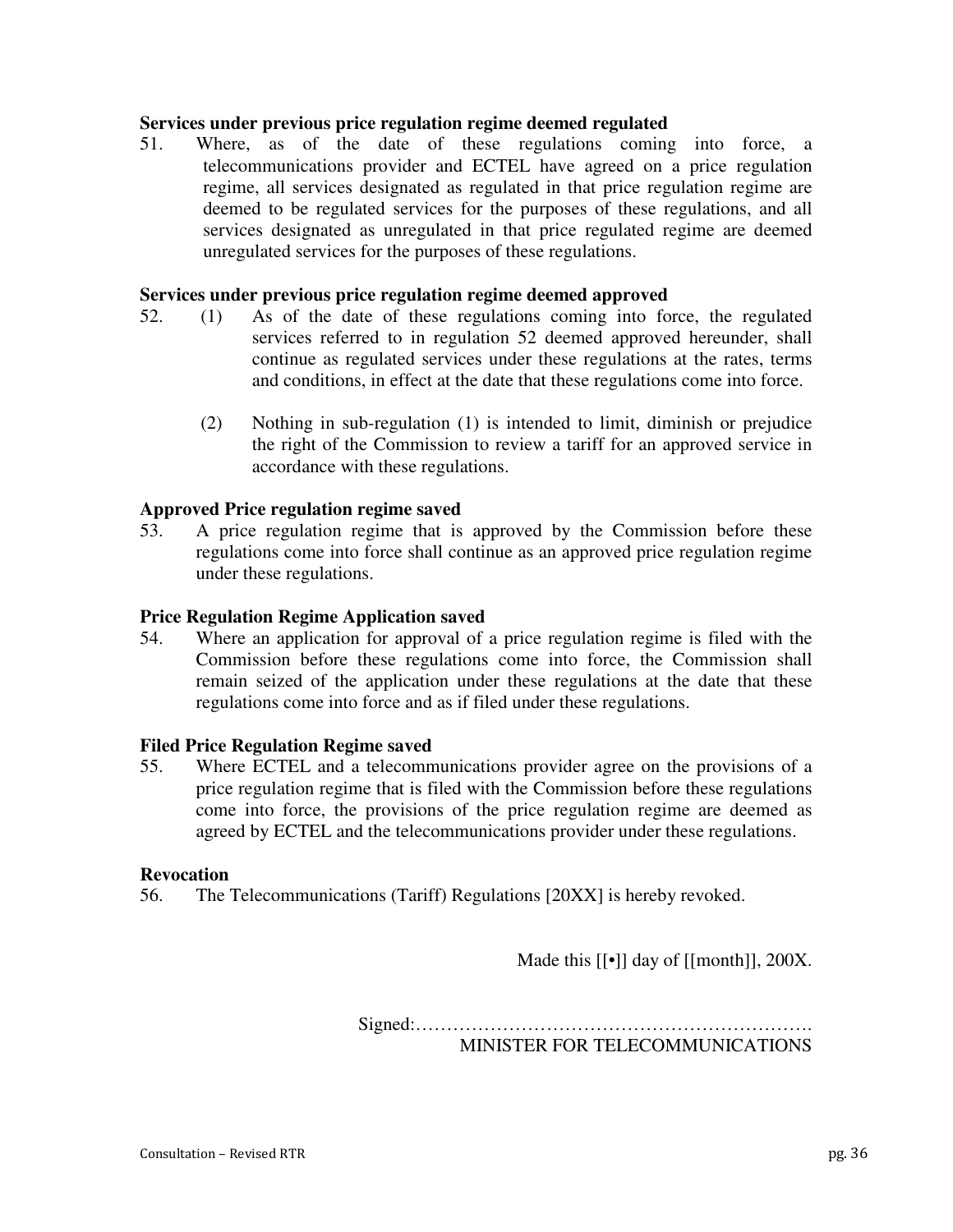**Services under previous price regulation regime deemed regulated**

51. Where, as of the date of these regulations coming into force, a telecommunications provider and ECTEL have agreed on a price regulation regime, all services designated as regulated in that price regulation regime are deemed to be regulated services for the purposes of these regulations, and all services designated as unregulated in that price regulated regime are deemed unregulated services for the purposes of these regulations.

**Services under previous price regulation regime deemed approved**

52. (1) As of the date of these regulations coming into force, the regulated services referred to in regulation 52 deemed approved hereunder, shall continue as regulated services under these regulations at the rates, terms and conditions, in effect at the date that these regulations come into force.

(2) Nothing in sub-regulation (1) is intended to limit, diminish or prejudice the right of the Commission to review a tariff for an approved service in accordance with these regulations.

**Approved Price regulation regime saved**

53. A price regulation regime that is approved by the Commission before these regulations come into force shall continue as an approved price regulation regime under these regulations.

**Price Regulation Regime Application saved**

54. Where an application for approval of a price regulation regime is filed with the Commission before these regulations come into force, the Commission shall remain seized of the application under these regulations at the date that these regulations come into force and as if filed under these regulations.

**Filed Price Regulation Regime saved**

55. Where ECTEL and a telecommunications provider agree on the provisions of a price regulation regime that is filed with the Commission before these regulations come into force, the provisions of the price regulation regime are deemed as agreed by ECTEL and the telecommunications provider under these regulations.

**Revocation**

56. The Telecommunications (Tariff) Regulations [20XX] is hereby revoked.

Made this [[•]] day of [[month]], 200X.

Signed:……………………………………………………….

MINISTER FOR TELECOMMUNICATIONS